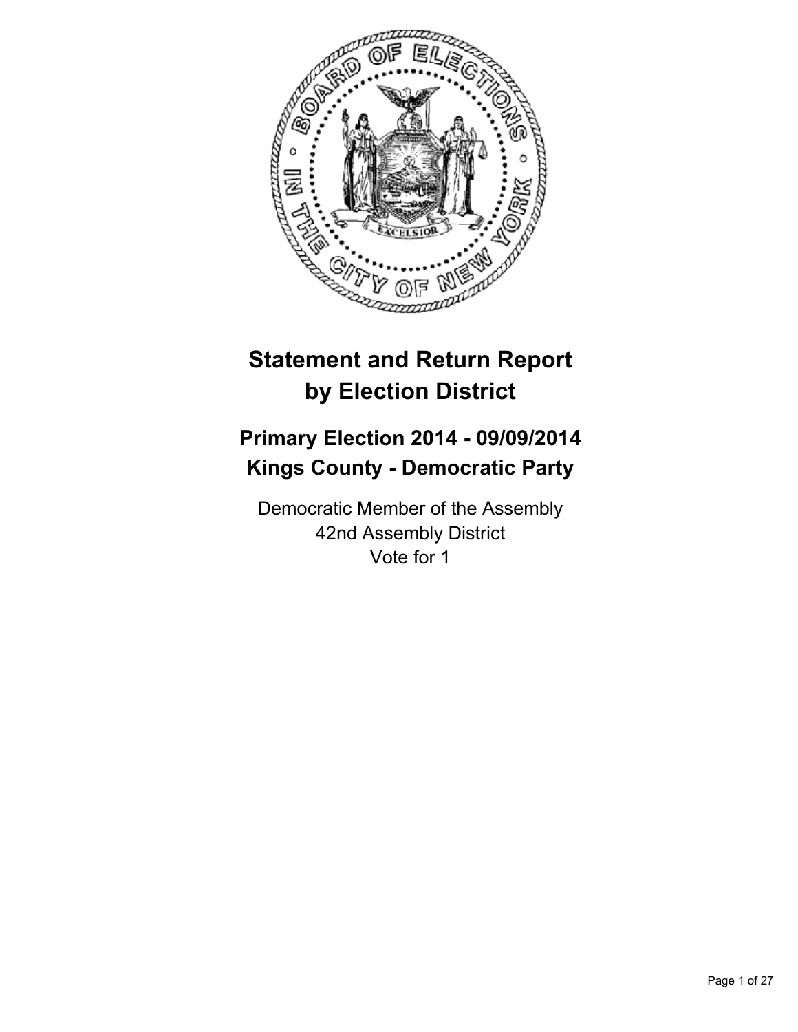# Statement and Return Report by Election District

## Primary Election 2014 - 09/09/2014
## Kings County - Democratic Party

Democratic Member of the Assembly
42nd Assembly District
Vote for 1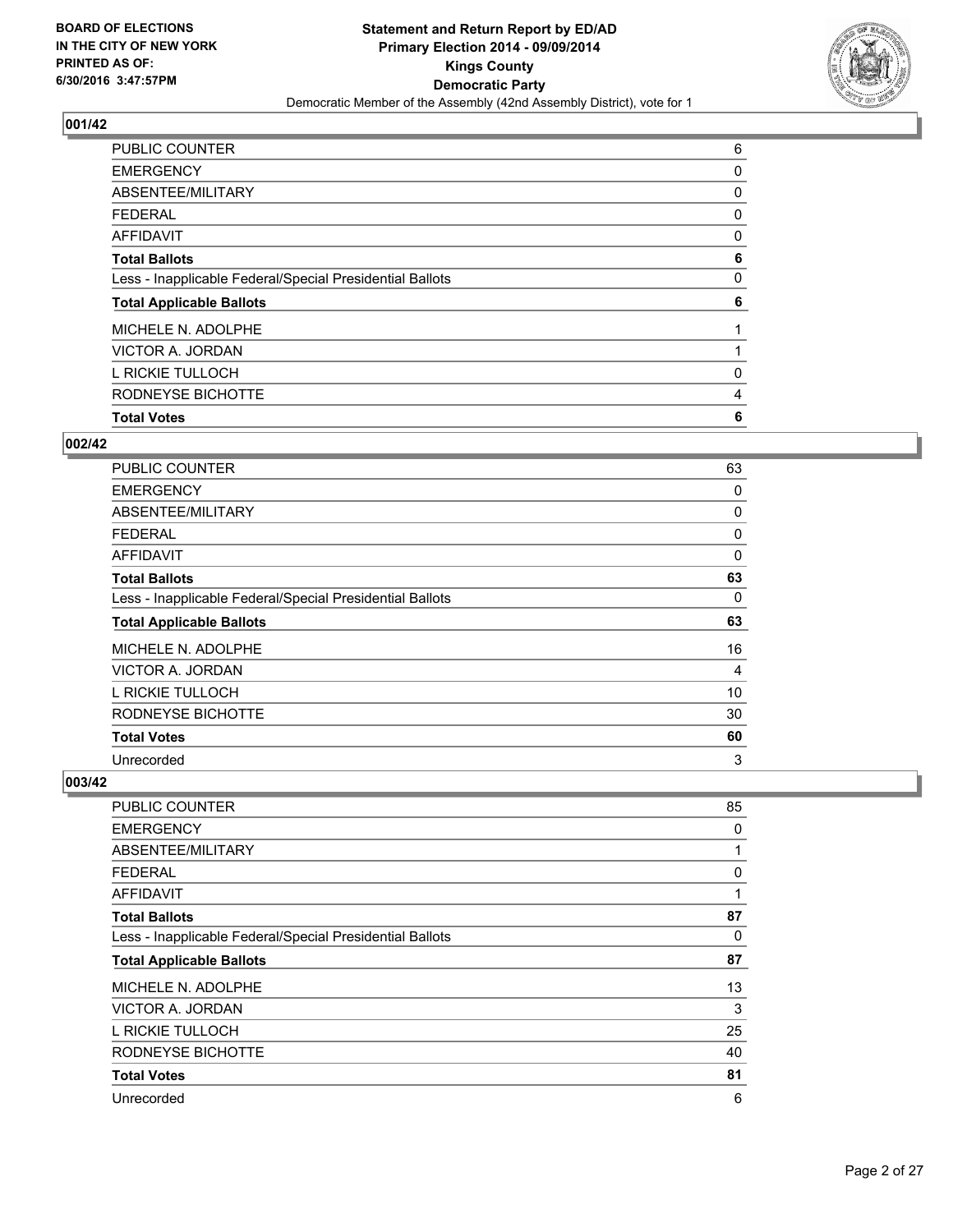**BOARD OF ELECTIONS IN THE CITY OF NEW YORK PRINTED AS OF: 6/30/2016 3:47:57PM**

# Statement and Return Report by ED/AD
## Primary Election 2014 - 09/09/2014
## Kings County
## Democratic Party
### Democratic Member of the Assembly (42nd Assembly District), vote for 1

### 001/42

| | |
|---|---|
| PUBLIC COUNTER | 6 |
| EMERGENCY | 0 |
| ABSENTEE/MILITARY | 0 |
| FEDERAL | 0 |
| AFFIDAVIT | 0 |
| **Total Ballots** | **6** |
| Less - Inapplicable Federal/Special Presidential Ballots | 0 |
| **Total Applicable Ballots** | **6** |
| MICHELE N. ADOLPHE | 1 |
| VICTOR A. JORDAN | 1 |
| L RICKIE TULLOCH | 0 |
| RODNEYSE BICHOTTE | 4 |
| **Total Votes** | **6** |

### 002/42

| | |
|---|---|
| PUBLIC COUNTER | 63 |
| EMERGENCY | 0 |
| ABSENTEE/MILITARY | 0 |
| FEDERAL | 0 |
| AFFIDAVIT | 0 |
| **Total Ballots** | **63** |
| Less - Inapplicable Federal/Special Presidential Ballots | 0 |
| **Total Applicable Ballots** | **63** |
| MICHELE N. ADOLPHE | 16 |
| VICTOR A. JORDAN | 4 |
| L RICKIE TULLOCH | 10 |
| RODNEYSE BICHOTTE | 30 |
| **Total Votes** | **60** |
| Unrecorded | 3 |

### 003/42

| | |
|---|---|
| PUBLIC COUNTER | 85 |
| EMERGENCY | 0 |
| ABSENTEE/MILITARY | 1 |
| FEDERAL | 0 |
| AFFIDAVIT | 1 |
| **Total Ballots** | **87** |
| Less - Inapplicable Federal/Special Presidential Ballots | 0 |
| **Total Applicable Ballots** | **87** |
| MICHELE N. ADOLPHE | 13 |
| VICTOR A. JORDAN | 3 |
| L RICKIE TULLOCH | 25 |
| RODNEYSE BICHOTTE | 40 |
| **Total Votes** | **81** |
| Unrecorded | 6 |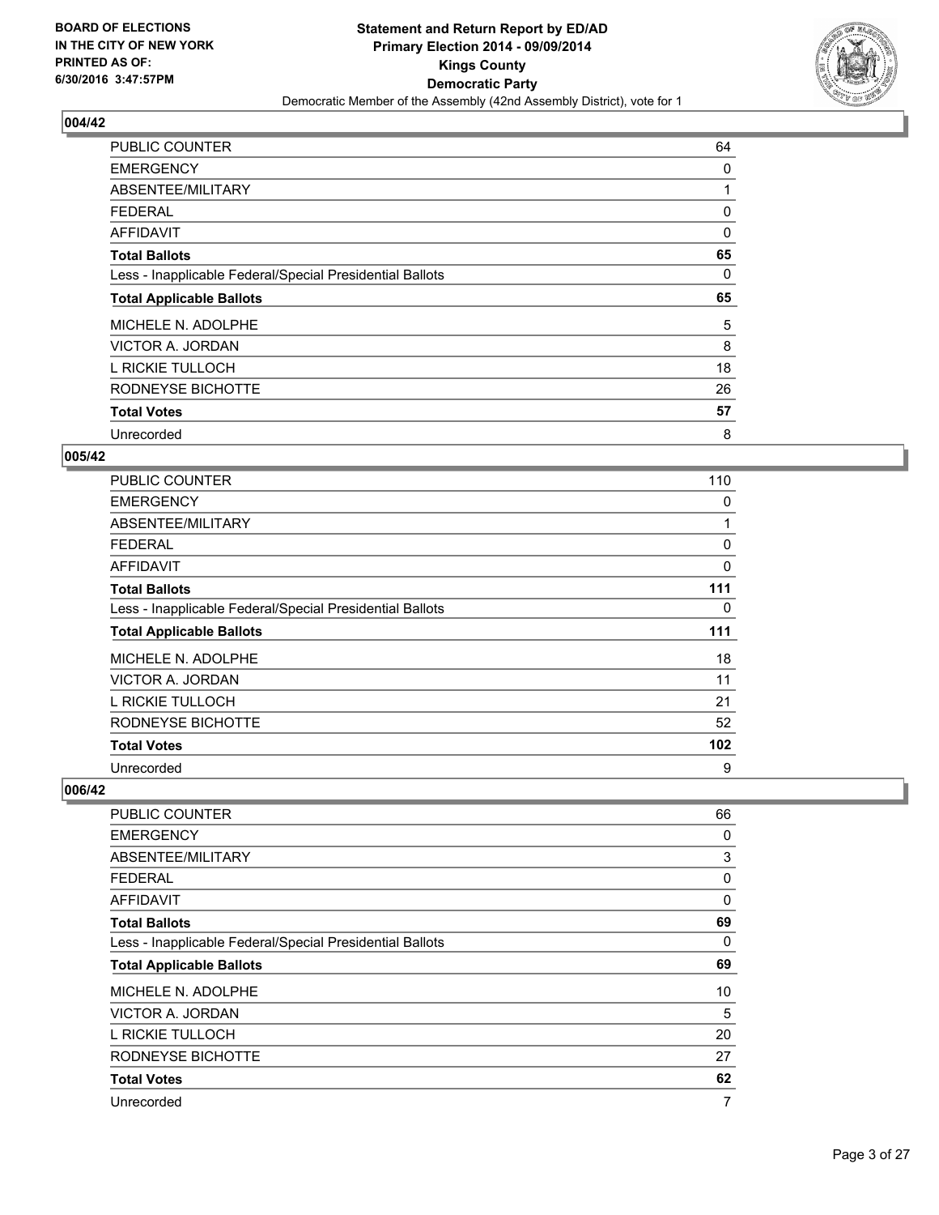**Statement and Return Report by ED/AD**
**Primary Election 2014 - 09/09/2014**
**Kings County**
**Democratic Party**
Democratic Member of the Assembly (42nd Assembly District), vote for 1

BOARD OF ELECTIONS
IN THE CITY OF NEW YORK
PRINTED AS OF:
6/30/2016 3:47:57PM

## 004/42

| | |
|---|---|
| PUBLIC COUNTER | 64 |
| EMERGENCY | 0 |
| ABSENTEE/MILITARY | 1 |
| FEDERAL | 0 |
| AFFIDAVIT | 0 |
| **Total Ballots** | **65** |
| Less - Inapplicable Federal/Special Presidential Ballots | 0 |
| **Total Applicable Ballots** | **65** |
| MICHELE N. ADOLPHE | 5 |
| VICTOR A. JORDAN | 8 |
| L RICKIE TULLOCH | 18 |
| RODNEYSE BICHOTTE | 26 |
| **Total Votes** | **57** |
| Unrecorded | 8 |

## 005/42

| | |
|---|---|
| PUBLIC COUNTER | 110 |
| EMERGENCY | 0 |
| ABSENTEE/MILITARY | 1 |
| FEDERAL | 0 |
| AFFIDAVIT | 0 |
| **Total Ballots** | **111** |
| Less - Inapplicable Federal/Special Presidential Ballots | 0 |
| **Total Applicable Ballots** | **111** |
| MICHELE N. ADOLPHE | 18 |
| VICTOR A. JORDAN | 11 |
| L RICKIE TULLOCH | 21 |
| RODNEYSE BICHOTTE | 52 |
| **Total Votes** | **102** |
| Unrecorded | 9 |

## 006/42

| | |
|---|---|
| PUBLIC COUNTER | 66 |
| EMERGENCY | 0 |
| ABSENTEE/MILITARY | 3 |
| FEDERAL | 0 |
| AFFIDAVIT | 0 |
| **Total Ballots** | **69** |
| Less - Inapplicable Federal/Special Presidential Ballots | 0 |
| **Total Applicable Ballots** | **69** |
| MICHELE N. ADOLPHE | 10 |
| VICTOR A. JORDAN | 5 |
| L RICKIE TULLOCH | 20 |
| RODNEYSE BICHOTTE | 27 |
| **Total Votes** | **62** |
| Unrecorded | 7 |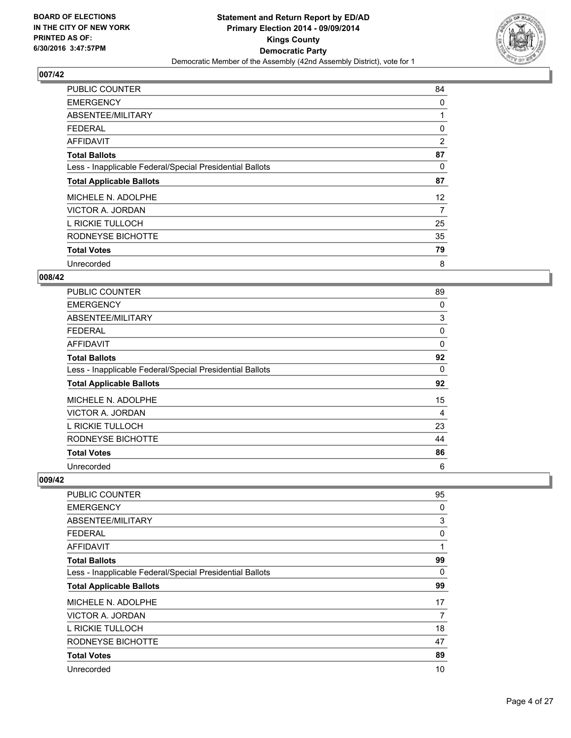**BOARD OF ELECTIONS IN THE CITY OF NEW YORK PRINTED AS OF: 6/30/2016 3:47:57PM**

# Statement and Return Report by ED/AD
## Primary Election 2014 - 09/09/2014
## Kings County
## Democratic Party
Democratic Member of the Assembly (42nd Assembly District), vote for 1

### 007/42

| | |
|---|---|
| PUBLIC COUNTER | 84 |
| EMERGENCY | 0 |
| ABSENTEE/MILITARY | 1 |
| FEDERAL | 0 |
| AFFIDAVIT | 2 |
| **Total Ballots** | **87** |
| Less - Inapplicable Federal/Special Presidential Ballots | 0 |
| **Total Applicable Ballots** | **87** |
| MICHELE N. ADOLPHE | 12 |
| VICTOR A. JORDAN | 7 |
| L RICKIE TULLOCH | 25 |
| RODNEYSE BICHOTTE | 35 |
| **Total Votes** | **79** |
| Unrecorded | 8 |

### 008/42

| | |
|---|---|
| PUBLIC COUNTER | 89 |
| EMERGENCY | 0 |
| ABSENTEE/MILITARY | 3 |
| FEDERAL | 0 |
| AFFIDAVIT | 0 |
| **Total Ballots** | **92** |
| Less - Inapplicable Federal/Special Presidential Ballots | 0 |
| **Total Applicable Ballots** | **92** |
| MICHELE N. ADOLPHE | 15 |
| VICTOR A. JORDAN | 4 |
| L RICKIE TULLOCH | 23 |
| RODNEYSE BICHOTTE | 44 |
| **Total Votes** | **86** |
| Unrecorded | 6 |

### 009/42

| | |
|---|---|
| PUBLIC COUNTER | 95 |
| EMERGENCY | 0 |
| ABSENTEE/MILITARY | 3 |
| FEDERAL | 0 |
| AFFIDAVIT | 1 |
| **Total Ballots** | **99** |
| Less - Inapplicable Federal/Special Presidential Ballots | 0 |
| **Total Applicable Ballots** | **99** |
| MICHELE N. ADOLPHE | 17 |
| VICTOR A. JORDAN | 7 |
| L RICKIE TULLOCH | 18 |
| RODNEYSE BICHOTTE | 47 |
| **Total Votes** | **89** |
| Unrecorded | 10 |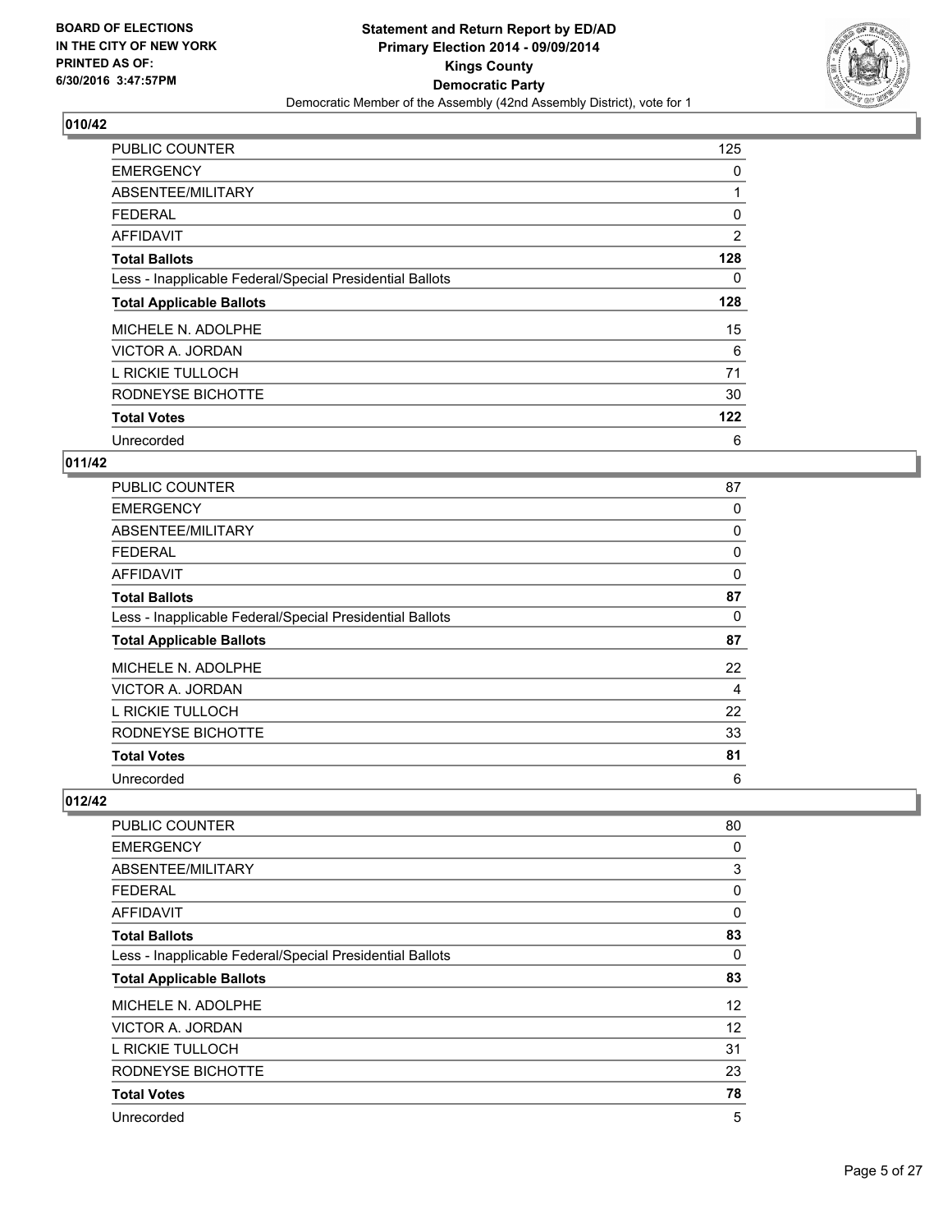## 010/42

| | |
|---|---|
| PUBLIC COUNTER | 125 |
| EMERGENCY | 0 |
| ABSENTEE/MILITARY | 1 |
| FEDERAL | 0 |
| AFFIDAVIT | 2 |
| **Total Ballots** | **128** |
| Less - Inapplicable Federal/Special Presidential Ballots | 0 |
| **Total Applicable Ballots** | **128** |
| MICHELE N. ADOLPHE | 15 |
| VICTOR A. JORDAN | 6 |
| L RICKIE TULLOCH | 71 |
| RODNEYSE BICHOTTE | 30 |
| **Total Votes** | **122** |
| Unrecorded | 6 |

## 011/42

| | |
|---|---|
| PUBLIC COUNTER | 87 |
| EMERGENCY | 0 |
| ABSENTEE/MILITARY | 0 |
| FEDERAL | 0 |
| AFFIDAVIT | 0 |
| **Total Ballots** | **87** |
| Less - Inapplicable Federal/Special Presidential Ballots | 0 |
| **Total Applicable Ballots** | **87** |
| MICHELE N. ADOLPHE | 22 |
| VICTOR A. JORDAN | 4 |
| L RICKIE TULLOCH | 22 |
| RODNEYSE BICHOTTE | 33 |
| **Total Votes** | **81** |
| Unrecorded | 6 |

## 012/42

| | |
|---|---|
| PUBLIC COUNTER | 80 |
| EMERGENCY | 0 |
| ABSENTEE/MILITARY | 3 |
| FEDERAL | 0 |
| AFFIDAVIT | 0 |
| **Total Ballots** | **83** |
| Less - Inapplicable Federal/Special Presidential Ballots | 0 |
| **Total Applicable Ballots** | **83** |
| MICHELE N. ADOLPHE | 12 |
| VICTOR A. JORDAN | 12 |
| L RICKIE TULLOCH | 31 |
| RODNEYSE BICHOTTE | 23 |
| **Total Votes** | **78** |
| Unrecorded | 5 |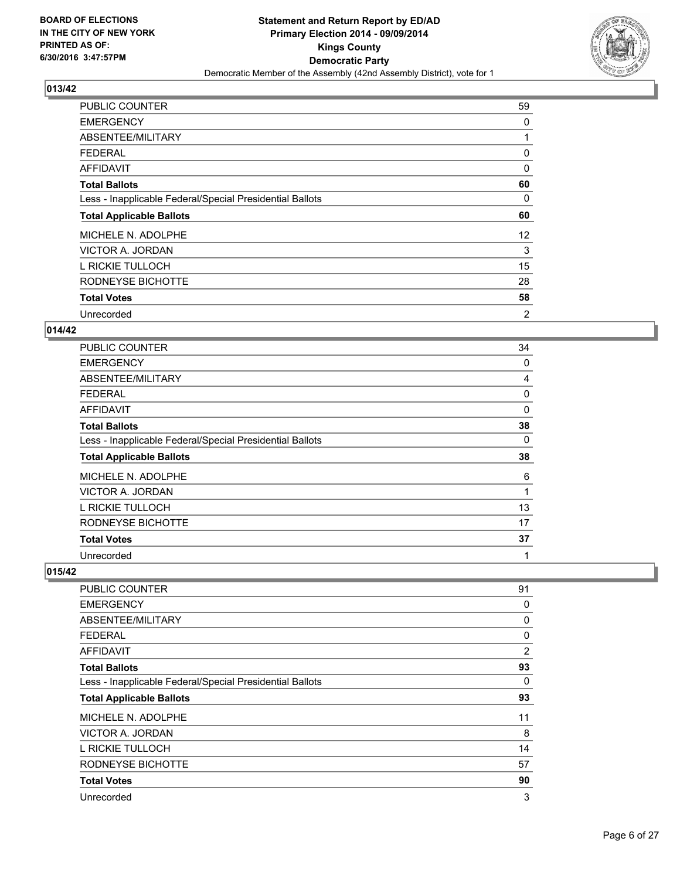## 013/42

| | |
|---|---|
| PUBLIC COUNTER | 59 |
| EMERGENCY | 0 |
| ABSENTEE/MILITARY | 1 |
| FEDERAL | 0 |
| AFFIDAVIT | 0 |
| **Total Ballots** | **60** |
| Less - Inapplicable Federal/Special Presidential Ballots | 0 |
| **Total Applicable Ballots** | **60** |
| MICHELE N. ADOLPHE | 12 |
| VICTOR A. JORDAN | 3 |
| L RICKIE TULLOCH | 15 |
| RODNEYSE BICHOTTE | 28 |
| **Total Votes** | **58** |
| Unrecorded | 2 |

## 014/42

| | |
|---|---|
| PUBLIC COUNTER | 34 |
| EMERGENCY | 0 |
| ABSENTEE/MILITARY | 4 |
| FEDERAL | 0 |
| AFFIDAVIT | 0 |
| **Total Ballots** | **38** |
| Less - Inapplicable Federal/Special Presidential Ballots | 0 |
| **Total Applicable Ballots** | **38** |
| MICHELE N. ADOLPHE | 6 |
| VICTOR A. JORDAN | 1 |
| L RICKIE TULLOCH | 13 |
| RODNEYSE BICHOTTE | 17 |
| **Total Votes** | **37** |
| Unrecorded | 1 |

## 015/42

| | |
|---|---|
| PUBLIC COUNTER | 91 |
| EMERGENCY | 0 |
| ABSENTEE/MILITARY | 0 |
| FEDERAL | 0 |
| AFFIDAVIT | 2 |
| **Total Ballots** | **93** |
| Less - Inapplicable Federal/Special Presidential Ballots | 0 |
| **Total Applicable Ballots** | **93** |
| MICHELE N. ADOLPHE | 11 |
| VICTOR A. JORDAN | 8 |
| L RICKIE TULLOCH | 14 |
| RODNEYSE BICHOTTE | 57 |
| **Total Votes** | **90** |
| Unrecorded | 3 |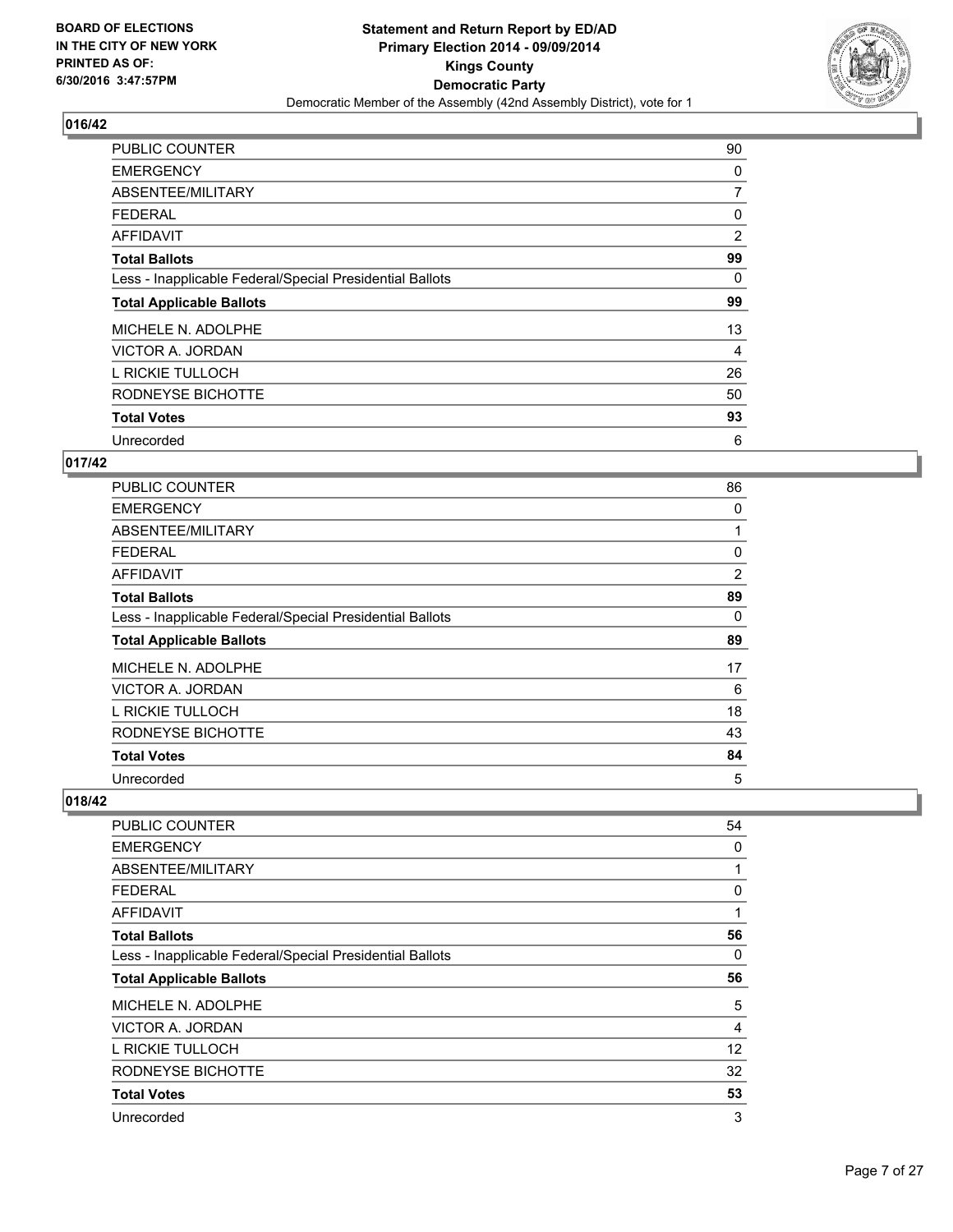**BOARD OF ELECTIONS IN THE CITY OF NEW YORK PRINTED AS OF: 6/30/2016 3:47:57PM**

**Statement and Return Report by ED/AD**
**Primary Election 2014 - 09/09/2014**
**Kings County**
**Democratic Party**
Democratic Member of the Assembly (42nd Assembly District), vote for 1

## 016/42

| | |
|---|---|
| PUBLIC COUNTER | 90 |
| EMERGENCY | 0 |
| ABSENTEE/MILITARY | 7 |
| FEDERAL | 0 |
| AFFIDAVIT | 2 |
| **Total Ballots** | **99** |
| Less - Inapplicable Federal/Special Presidential Ballots | 0 |
| **Total Applicable Ballots** | **99** |
| MICHELE N. ADOLPHE | 13 |
| VICTOR A. JORDAN | 4 |
| L RICKIE TULLOCH | 26 |
| RODNEYSE BICHOTTE | 50 |
| **Total Votes** | **93** |
| Unrecorded | 6 |

## 017/42

| | |
|---|---|
| PUBLIC COUNTER | 86 |
| EMERGENCY | 0 |
| ABSENTEE/MILITARY | 1 |
| FEDERAL | 0 |
| AFFIDAVIT | 2 |
| **Total Ballots** | **89** |
| Less - Inapplicable Federal/Special Presidential Ballots | 0 |
| **Total Applicable Ballots** | **89** |
| MICHELE N. ADOLPHE | 17 |
| VICTOR A. JORDAN | 6 |
| L RICKIE TULLOCH | 18 |
| RODNEYSE BICHOTTE | 43 |
| **Total Votes** | **84** |
| Unrecorded | 5 |

## 018/42

| | |
|---|---|
| PUBLIC COUNTER | 54 |
| EMERGENCY | 0 |
| ABSENTEE/MILITARY | 1 |
| FEDERAL | 0 |
| AFFIDAVIT | 1 |
| **Total Ballots** | **56** |
| Less - Inapplicable Federal/Special Presidential Ballots | 0 |
| **Total Applicable Ballots** | **56** |
| MICHELE N. ADOLPHE | 5 |
| VICTOR A. JORDAN | 4 |
| L RICKIE TULLOCH | 12 |
| RODNEYSE BICHOTTE | 32 |
| **Total Votes** | **53** |
| Unrecorded | 3 |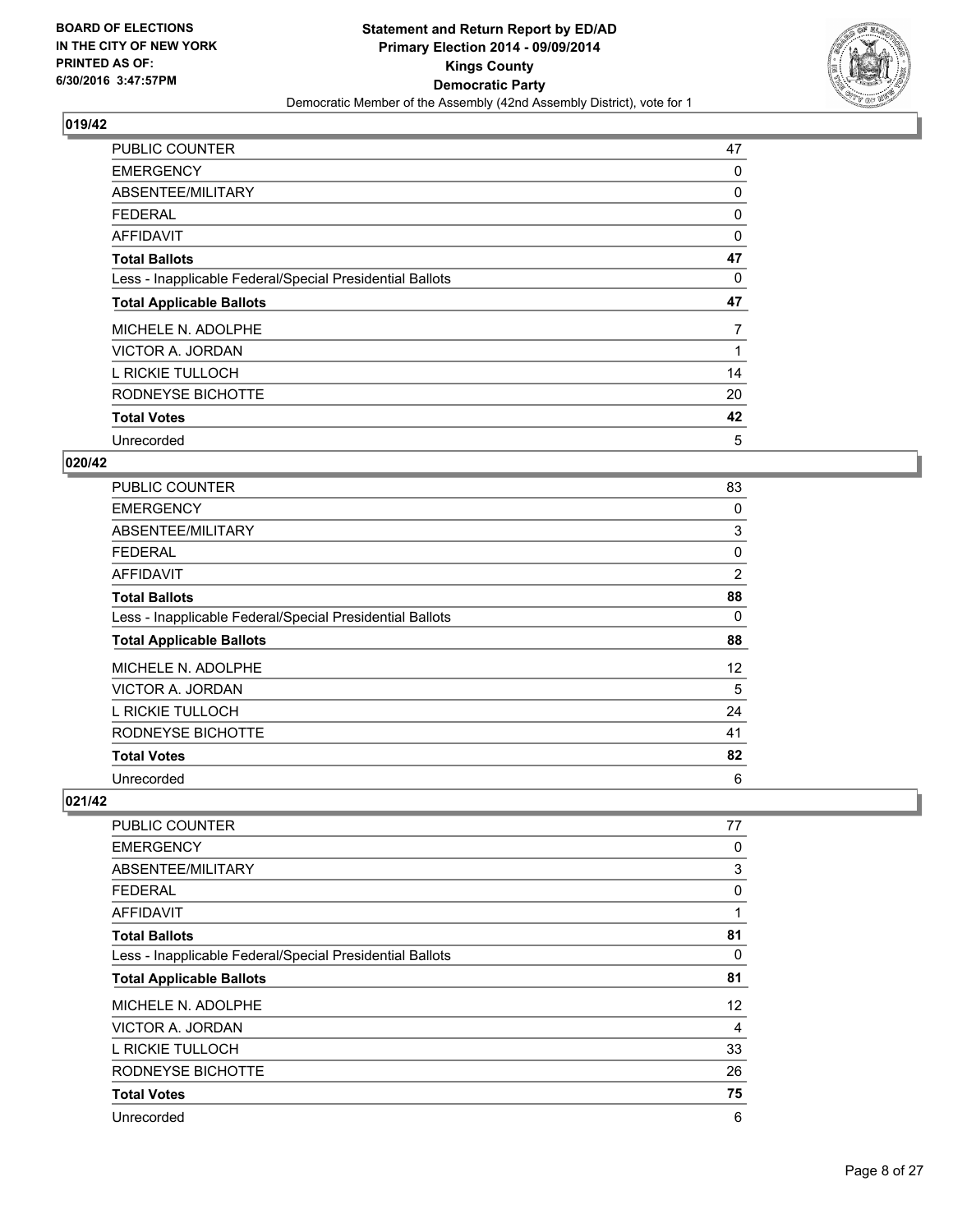**Statement and Return Report by ED/AD**
**Primary Election 2014 - 09/09/2014**
**Kings County**
**Democratic Party**
Democratic Member of the Assembly (42nd Assembly District), vote for 1

BOARD OF ELECTIONS IN THE CITY OF NEW YORK PRINTED AS OF: 6/30/2016 3:47:57PM

### 019/42

| | |
|---|---|
| PUBLIC COUNTER | 47 |
| EMERGENCY | 0 |
| ABSENTEE/MILITARY | 0 |
| FEDERAL | 0 |
| AFFIDAVIT | 0 |
| **Total Ballots** | **47** |
| Less - Inapplicable Federal/Special Presidential Ballots | 0 |
| **Total Applicable Ballots** | **47** |
| MICHELE N. ADOLPHE | 7 |
| VICTOR A. JORDAN | 1 |
| L RICKIE TULLOCH | 14 |
| RODNEYSE BICHOTTE | 20 |
| **Total Votes** | **42** |
| Unrecorded | 5 |

### 020/42

| | |
|---|---|
| PUBLIC COUNTER | 83 |
| EMERGENCY | 0 |
| ABSENTEE/MILITARY | 3 |
| FEDERAL | 0 |
| AFFIDAVIT | 2 |
| **Total Ballots** | **88** |
| Less - Inapplicable Federal/Special Presidential Ballots | 0 |
| **Total Applicable Ballots** | **88** |
| MICHELE N. ADOLPHE | 12 |
| VICTOR A. JORDAN | 5 |
| L RICKIE TULLOCH | 24 |
| RODNEYSE BICHOTTE | 41 |
| **Total Votes** | **82** |
| Unrecorded | 6 |

### 021/42

| | |
|---|---|
| PUBLIC COUNTER | 77 |
| EMERGENCY | 0 |
| ABSENTEE/MILITARY | 3 |
| FEDERAL | 0 |
| AFFIDAVIT | 1 |
| **Total Ballots** | **81** |
| Less - Inapplicable Federal/Special Presidential Ballots | 0 |
| **Total Applicable Ballots** | **81** |
| MICHELE N. ADOLPHE | 12 |
| VICTOR A. JORDAN | 4 |
| L RICKIE TULLOCH | 33 |
| RODNEYSE BICHOTTE | 26 |
| **Total Votes** | **75** |
| Unrecorded | 6 |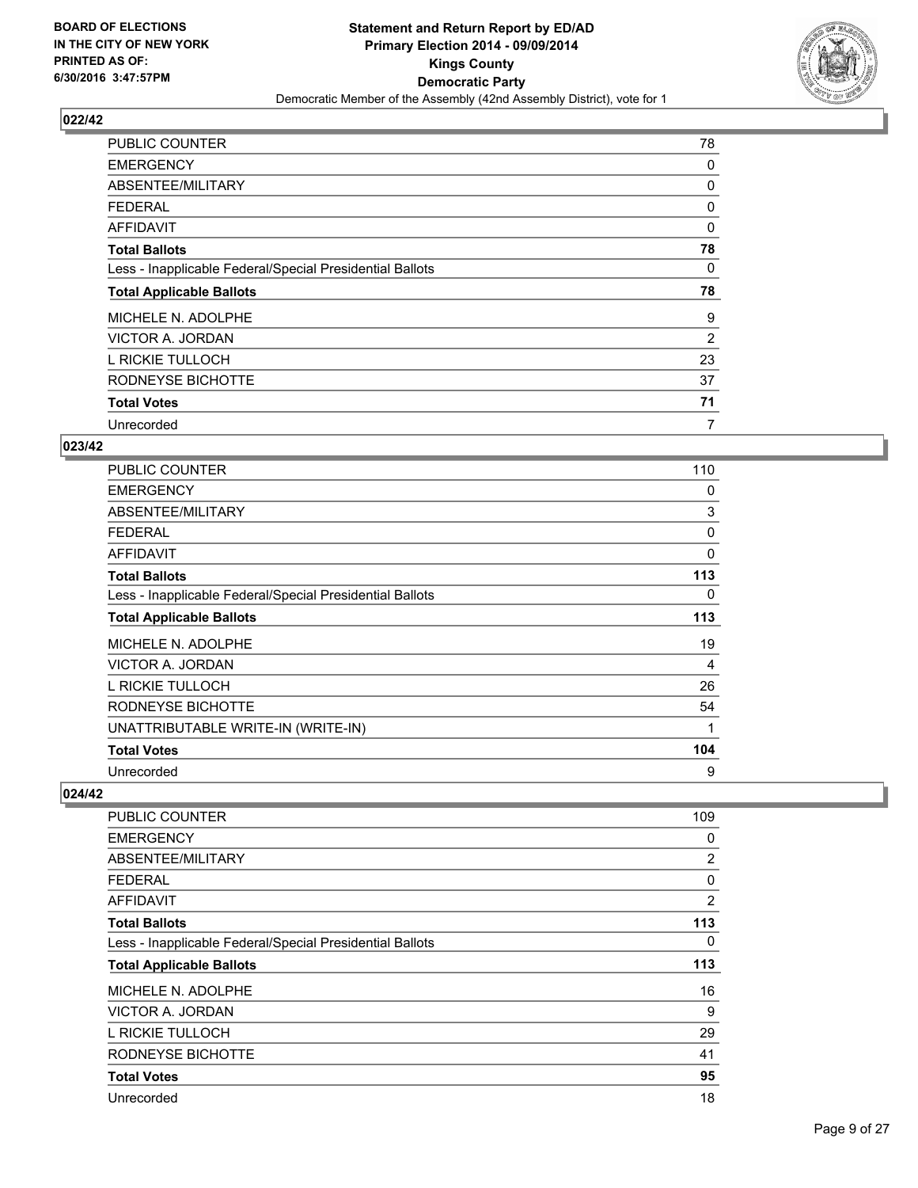**BOARD OF ELECTIONS IN THE CITY OF NEW YORK PRINTED AS OF: 6/30/2016 3:47:57PM**

**Statement and Return Report by ED/AD**
**Primary Election 2014 - 09/09/2014**
**Kings County**
**Democratic Party**
Democratic Member of the Assembly (42nd Assembly District), vote for 1

### 022/42

| | |
|---|---|
| PUBLIC COUNTER | 78 |
| EMERGENCY | 0 |
| ABSENTEE/MILITARY | 0 |
| FEDERAL | 0 |
| AFFIDAVIT | 0 |
| **Total Ballots** | **78** |
| Less - Inapplicable Federal/Special Presidential Ballots | 0 |
| **Total Applicable Ballots** | **78** |
| MICHELE N. ADOLPHE | 9 |
| VICTOR A. JORDAN | 2 |
| L RICKIE TULLOCH | 23 |
| RODNEYSE BICHOTTE | 37 |
| **Total Votes** | **71** |
| Unrecorded | 7 |

### 023/42

| | |
|---|---|
| PUBLIC COUNTER | 110 |
| EMERGENCY | 0 |
| ABSENTEE/MILITARY | 3 |
| FEDERAL | 0 |
| AFFIDAVIT | 0 |
| **Total Ballots** | **113** |
| Less - Inapplicable Federal/Special Presidential Ballots | 0 |
| **Total Applicable Ballots** | **113** |
| MICHELE N. ADOLPHE | 19 |
| VICTOR A. JORDAN | 4 |
| L RICKIE TULLOCH | 26 |
| RODNEYSE BICHOTTE | 54 |
| UNATTRIBUTABLE WRITE-IN (WRITE-IN) | 1 |
| **Total Votes** | **104** |
| Unrecorded | 9 |

### 024/42

| | |
|---|---|
| PUBLIC COUNTER | 109 |
| EMERGENCY | 0 |
| ABSENTEE/MILITARY | 2 |
| FEDERAL | 0 |
| AFFIDAVIT | 2 |
| **Total Ballots** | **113** |
| Less - Inapplicable Federal/Special Presidential Ballots | 0 |
| **Total Applicable Ballots** | **113** |
| MICHELE N. ADOLPHE | 16 |
| VICTOR A. JORDAN | 9 |
| L RICKIE TULLOCH | 29 |
| RODNEYSE BICHOTTE | 41 |
| **Total Votes** | **95** |
| Unrecorded | 18 |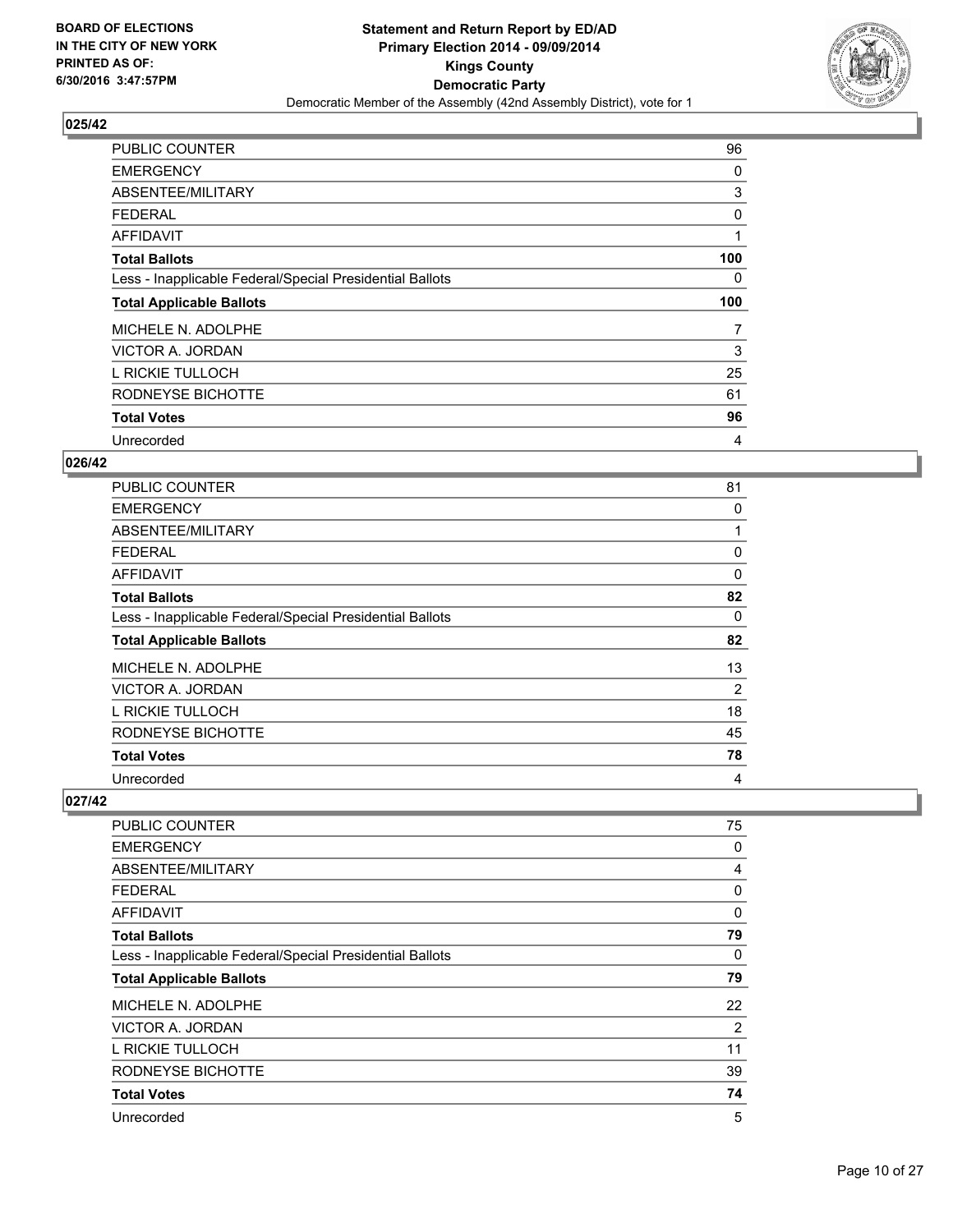**BOARD OF ELECTIONS IN THE CITY OF NEW YORK PRINTED AS OF: 6/30/2016 3:47:57PM**

**Statement and Return Report by ED/AD Primary Election 2014 - 09/09/2014 Kings County Democratic Party**

Democratic Member of the Assembly (42nd Assembly District), vote for 1

### 025/42

| | |
|---|---|
| PUBLIC COUNTER | 96 |
| EMERGENCY | 0 |
| ABSENTEE/MILITARY | 3 |
| FEDERAL | 0 |
| AFFIDAVIT | 1 |
| **Total Ballots** | **100** |
| Less - Inapplicable Federal/Special Presidential Ballots | 0 |
| **Total Applicable Ballots** | **100** |
| MICHELE N. ADOLPHE | 7 |
| VICTOR A. JORDAN | 3 |
| L RICKIE TULLOCH | 25 |
| RODNEYSE BICHOTTE | 61 |
| **Total Votes** | **96** |
| Unrecorded | 4 |

### 026/42

| | |
|---|---|
| PUBLIC COUNTER | 81 |
| EMERGENCY | 0 |
| ABSENTEE/MILITARY | 1 |
| FEDERAL | 0 |
| AFFIDAVIT | 0 |
| **Total Ballots** | **82** |
| Less - Inapplicable Federal/Special Presidential Ballots | 0 |
| **Total Applicable Ballots** | **82** |
| MICHELE N. ADOLPHE | 13 |
| VICTOR A. JORDAN | 2 |
| L RICKIE TULLOCH | 18 |
| RODNEYSE BICHOTTE | 45 |
| **Total Votes** | **78** |
| Unrecorded | 4 |

### 027/42

| | |
|---|---|
| PUBLIC COUNTER | 75 |
| EMERGENCY | 0 |
| ABSENTEE/MILITARY | 4 |
| FEDERAL | 0 |
| AFFIDAVIT | 0 |
| **Total Ballots** | **79** |
| Less - Inapplicable Federal/Special Presidential Ballots | 0 |
| **Total Applicable Ballots** | **79** |
| MICHELE N. ADOLPHE | 22 |
| VICTOR A. JORDAN | 2 |
| L RICKIE TULLOCH | 11 |
| RODNEYSE BICHOTTE | 39 |
| **Total Votes** | **74** |
| Unrecorded | 5 |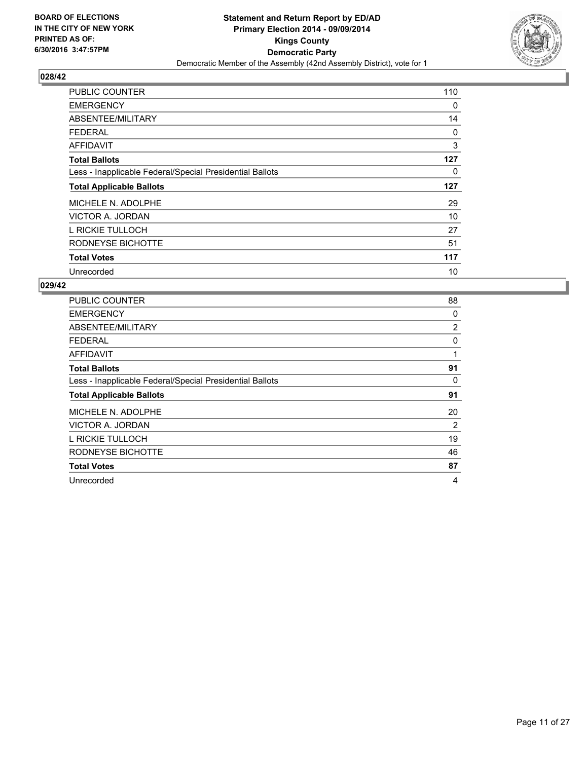**BOARD OF ELECTIONS IN THE CITY OF NEW YORK PRINTED AS OF: 6/30/2016 3:47:57PM**

**Statement and Return Report by ED/AD Primary Election 2014 - 09/09/2014 Kings County Democratic Party**

Democratic Member of the Assembly (42nd Assembly District), vote for 1

## 028/42

| | |
|---|---|
| PUBLIC COUNTER | 110 |
| EMERGENCY | 0 |
| ABSENTEE/MILITARY | 14 |
| FEDERAL | 0 |
| AFFIDAVIT | 3 |
| **Total Ballots** | **127** |
| Less - Inapplicable Federal/Special Presidential Ballots | 0 |
| **Total Applicable Ballots** | **127** |
| MICHELE N. ADOLPHE | 29 |
| VICTOR A. JORDAN | 10 |
| L RICKIE TULLOCH | 27 |
| RODNEYSE BICHOTTE | 51 |
| **Total Votes** | **117** |
| Unrecorded | 10 |

## 029/42

| | |
|---|---|
| PUBLIC COUNTER | 88 |
| EMERGENCY | 0 |
| ABSENTEE/MILITARY | 2 |
| FEDERAL | 0 |
| AFFIDAVIT | 1 |
| **Total Ballots** | **91** |
| Less - Inapplicable Federal/Special Presidential Ballots | 0 |
| **Total Applicable Ballots** | **91** |
| MICHELE N. ADOLPHE | 20 |
| VICTOR A. JORDAN | 2 |
| L RICKIE TULLOCH | 19 |
| RODNEYSE BICHOTTE | 46 |
| **Total Votes** | **87** |
| Unrecorded | 4 |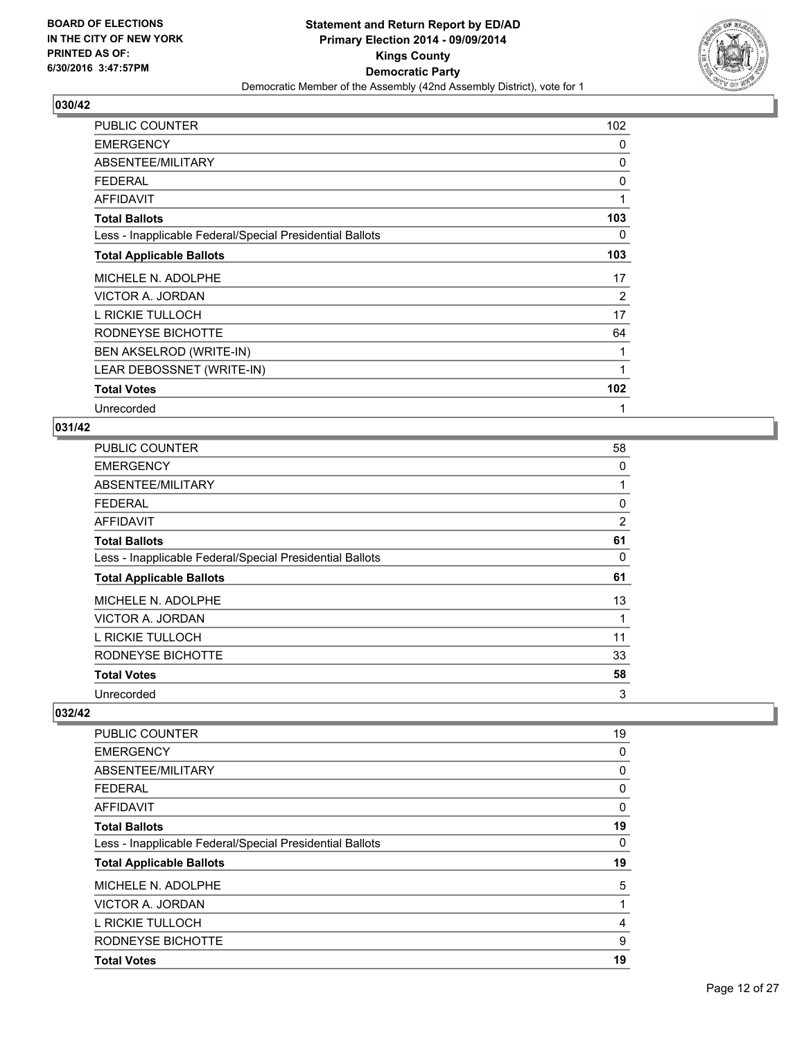BOARD OF ELECTIONS
IN THE CITY OF NEW YORK
PRINTED AS OF:
6/30/2016 3:47:57PM

**Statement and Return Report by ED/AD**
**Primary Election 2014 - 09/09/2014**
**Kings County**
**Democratic Party**
Democratic Member of the Assembly (42nd Assembly District), vote for 1

## 030/42

| | |
|---|---|
| PUBLIC COUNTER | 102 |
| EMERGENCY | 0 |
| ABSENTEE/MILITARY | 0 |
| FEDERAL | 0 |
| AFFIDAVIT | 1 |
| **Total Ballots** | **103** |
| Less - Inapplicable Federal/Special Presidential Ballots | 0 |
| **Total Applicable Ballots** | **103** |
| MICHELE N. ADOLPHE | 17 |
| VICTOR A. JORDAN | 2 |
| L RICKIE TULLOCH | 17 |
| RODNEYSE BICHOTTE | 64 |
| BEN AKSELROD (WRITE-IN) | 1 |
| LEAR DEBOSSNET (WRITE-IN) | 1 |
| **Total Votes** | **102** |
| Unrecorded | 1 |

## 031/42

| | |
|---|---|
| PUBLIC COUNTER | 58 |
| EMERGENCY | 0 |
| ABSENTEE/MILITARY | 1 |
| FEDERAL | 0 |
| AFFIDAVIT | 2 |
| **Total Ballots** | **61** |
| Less - Inapplicable Federal/Special Presidential Ballots | 0 |
| **Total Applicable Ballots** | **61** |
| MICHELE N. ADOLPHE | 13 |
| VICTOR A. JORDAN | 1 |
| L RICKIE TULLOCH | 11 |
| RODNEYSE BICHOTTE | 33 |
| **Total Votes** | **58** |
| Unrecorded | 3 |

## 032/42

| | |
|---|---|
| PUBLIC COUNTER | 19 |
| EMERGENCY | 0 |
| ABSENTEE/MILITARY | 0 |
| FEDERAL | 0 |
| AFFIDAVIT | 0 |
| **Total Ballots** | **19** |
| Less - Inapplicable Federal/Special Presidential Ballots | 0 |
| **Total Applicable Ballots** | **19** |
| MICHELE N. ADOLPHE | 5 |
| VICTOR A. JORDAN | 1 |
| L RICKIE TULLOCH | 4 |
| RODNEYSE BICHOTTE | 9 |
| **Total Votes** | **19** |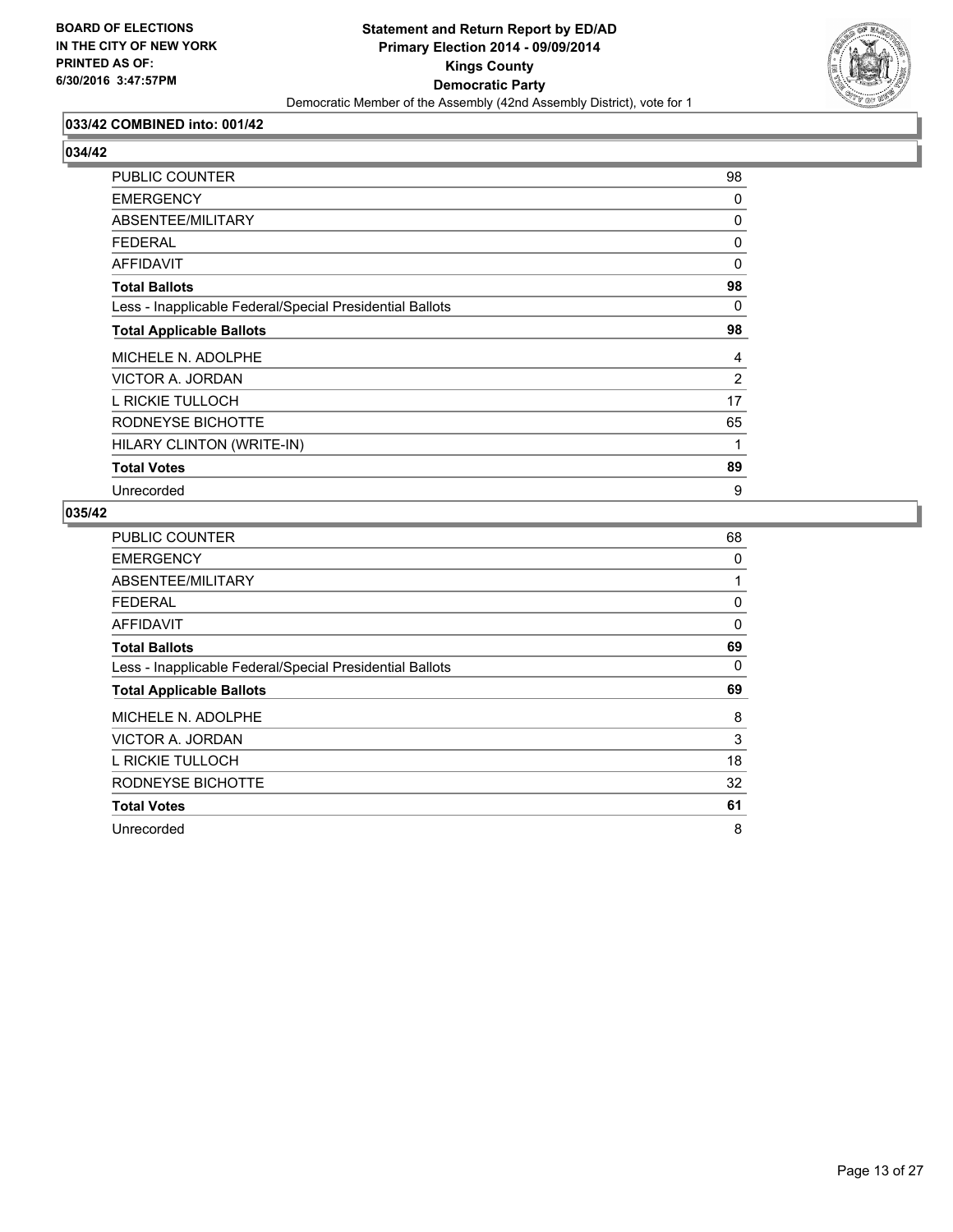BOARD OF ELECTIONS
IN THE CITY OF NEW YORK
PRINTED AS OF:
6/30/2016 3:47:57PM

**Statement and Return Report by ED/AD**
**Primary Election 2014 - 09/09/2014**
**Kings County**
**Democratic Party**
Democratic Member of the Assembly (42nd Assembly District), vote for 1

### 033/42 COMBINED into: 001/42

### 034/42

| | |
|---|---|
| PUBLIC COUNTER | 98 |
| EMERGENCY | 0 |
| ABSENTEE/MILITARY | 0 |
| FEDERAL | 0 |
| AFFIDAVIT | 0 |
| **Total Ballots** | **98** |
| Less - Inapplicable Federal/Special Presidential Ballots | 0 |
| **Total Applicable Ballots** | **98** |
| MICHELE N. ADOLPHE | 4 |
| VICTOR A. JORDAN | 2 |
| L RICKIE TULLOCH | 17 |
| RODNEYSE BICHOTTE | 65 |
| HILARY CLINTON (WRITE-IN) | 1 |
| **Total Votes** | **89** |
| Unrecorded | 9 |

### 035/42

| | |
|---|---|
| PUBLIC COUNTER | 68 |
| EMERGENCY | 0 |
| ABSENTEE/MILITARY | 1 |
| FEDERAL | 0 |
| AFFIDAVIT | 0 |
| **Total Ballots** | **69** |
| Less - Inapplicable Federal/Special Presidential Ballots | 0 |
| **Total Applicable Ballots** | **69** |
| MICHELE N. ADOLPHE | 8 |
| VICTOR A. JORDAN | 3 |
| L RICKIE TULLOCH | 18 |
| RODNEYSE BICHOTTE | 32 |
| **Total Votes** | **61** |
| Unrecorded | 8 |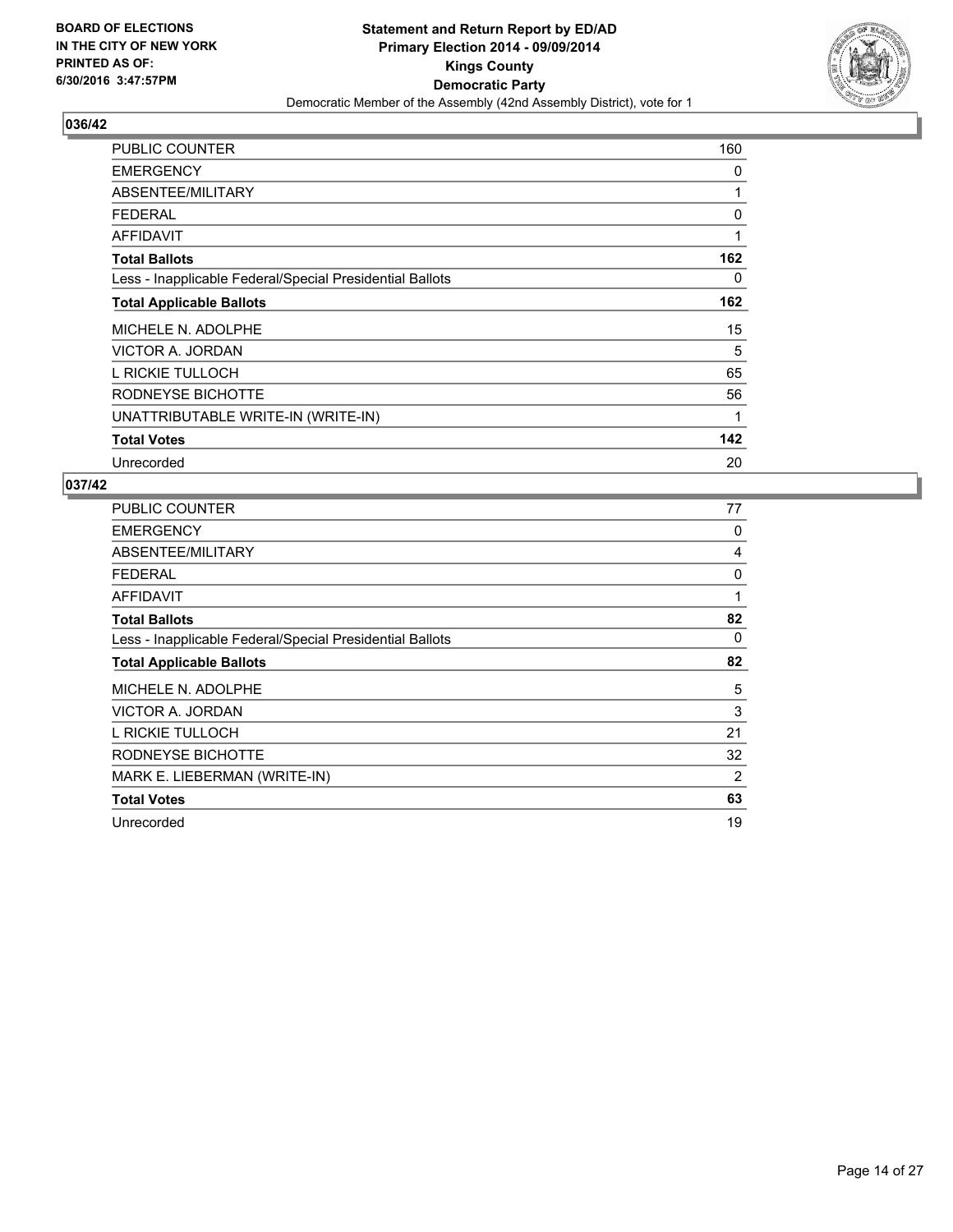BOARD OF ELECTIONS
IN THE CITY OF NEW YORK
PRINTED AS OF:
6/30/2016 3:47:57PM

**Statement and Return Report by ED/AD**
**Primary Election 2014 - 09/09/2014**
**Kings County**
**Democratic Party**
Democratic Member of the Assembly (42nd Assembly District), vote for 1

## 036/42

| | |
|---|---|
| PUBLIC COUNTER | 160 |
| EMERGENCY | 0 |
| ABSENTEE/MILITARY | 1 |
| FEDERAL | 0 |
| AFFIDAVIT | 1 |
| **Total Ballots** | **162** |
| Less - Inapplicable Federal/Special Presidential Ballots | 0 |
| **Total Applicable Ballots** | **162** |
| MICHELE N. ADOLPHE | 15 |
| VICTOR A. JORDAN | 5 |
| L RICKIE TULLOCH | 65 |
| RODNEYSE BICHOTTE | 56 |
| UNATTRIBUTABLE WRITE-IN (WRITE-IN) | 1 |
| **Total Votes** | **142** |
| Unrecorded | 20 |

## 037/42

| | |
|---|---|
| PUBLIC COUNTER | 77 |
| EMERGENCY | 0 |
| ABSENTEE/MILITARY | 4 |
| FEDERAL | 0 |
| AFFIDAVIT | 1 |
| **Total Ballots** | **82** |
| Less - Inapplicable Federal/Special Presidential Ballots | 0 |
| **Total Applicable Ballots** | **82** |
| MICHELE N. ADOLPHE | 5 |
| VICTOR A. JORDAN | 3 |
| L RICKIE TULLOCH | 21 |
| RODNEYSE BICHOTTE | 32 |
| MARK E. LIEBERMAN (WRITE-IN) | 2 |
| **Total Votes** | **63** |
| Unrecorded | 19 |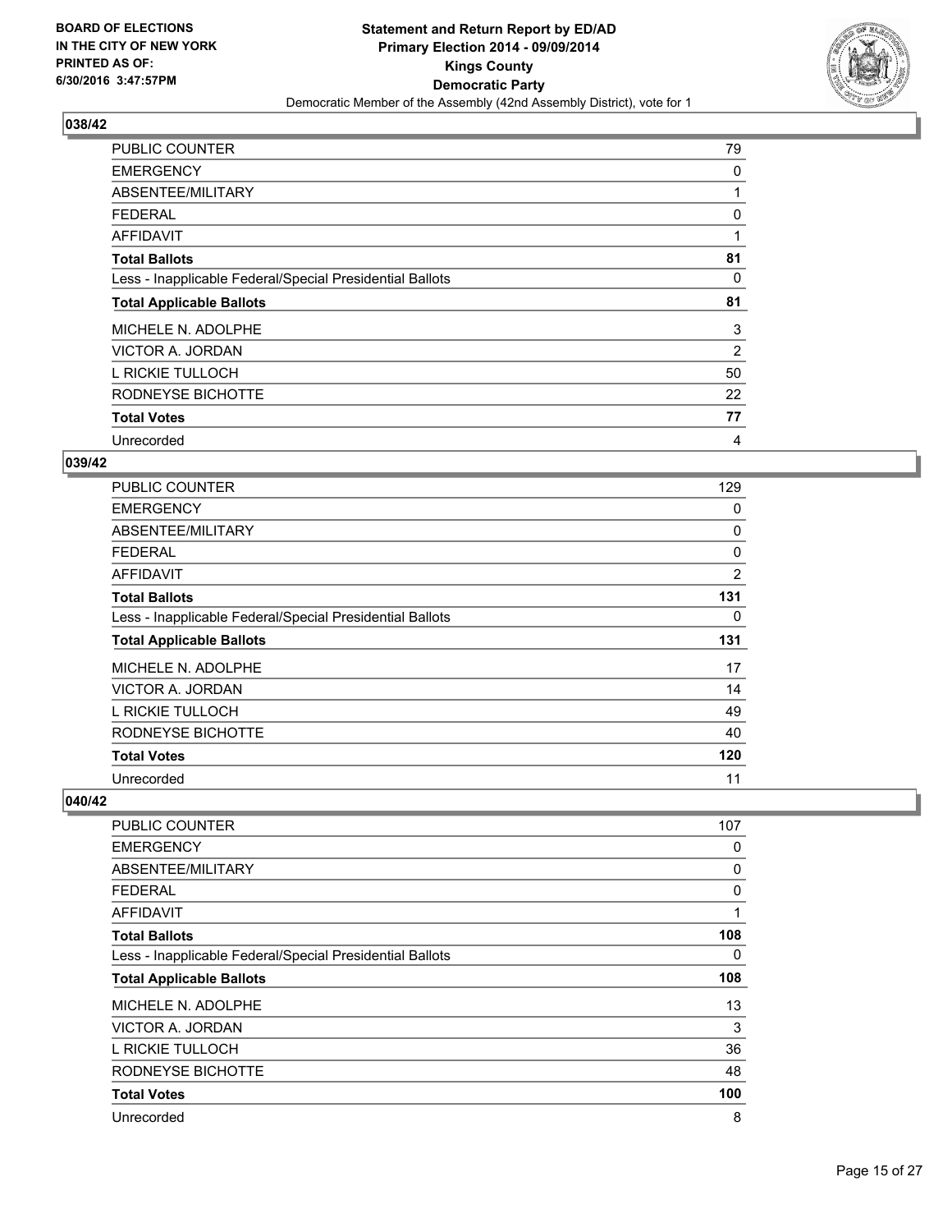**BOARD OF ELECTIONS IN THE CITY OF NEW YORK PRINTED AS OF: 6/30/2016 3:47:57PM**

**Statement and Return Report by ED/AD Primary Election 2014 - 09/09/2014 Kings County Democratic Party**

Democratic Member of the Assembly (42nd Assembly District), vote for 1

## 038/42

| | |
|---|---|
| PUBLIC COUNTER | 79 |
| EMERGENCY | 0 |
| ABSENTEE/MILITARY | 1 |
| FEDERAL | 0 |
| AFFIDAVIT | 1 |
| **Total Ballots** | **81** |
| Less - Inapplicable Federal/Special Presidential Ballots | 0 |
| **Total Applicable Ballots** | **81** |
| MICHELE N. ADOLPHE | 3 |
| VICTOR A. JORDAN | 2 |
| L RICKIE TULLOCH | 50 |
| RODNEYSE BICHOTTE | 22 |
| **Total Votes** | **77** |
| Unrecorded | 4 |

## 039/42

| | |
|---|---|
| PUBLIC COUNTER | 129 |
| EMERGENCY | 0 |
| ABSENTEE/MILITARY | 0 |
| FEDERAL | 0 |
| AFFIDAVIT | 2 |
| **Total Ballots** | **131** |
| Less - Inapplicable Federal/Special Presidential Ballots | 0 |
| **Total Applicable Ballots** | **131** |
| MICHELE N. ADOLPHE | 17 |
| VICTOR A. JORDAN | 14 |
| L RICKIE TULLOCH | 49 |
| RODNEYSE BICHOTTE | 40 |
| **Total Votes** | **120** |
| Unrecorded | 11 |

## 040/42

| | |
|---|---|
| PUBLIC COUNTER | 107 |
| EMERGENCY | 0 |
| ABSENTEE/MILITARY | 0 |
| FEDERAL | 0 |
| AFFIDAVIT | 1 |
| **Total Ballots** | **108** |
| Less - Inapplicable Federal/Special Presidential Ballots | 0 |
| **Total Applicable Ballots** | **108** |
| MICHELE N. ADOLPHE | 13 |
| VICTOR A. JORDAN | 3 |
| L RICKIE TULLOCH | 36 |
| RODNEYSE BICHOTTE | 48 |
| **Total Votes** | **100** |
| Unrecorded | 8 |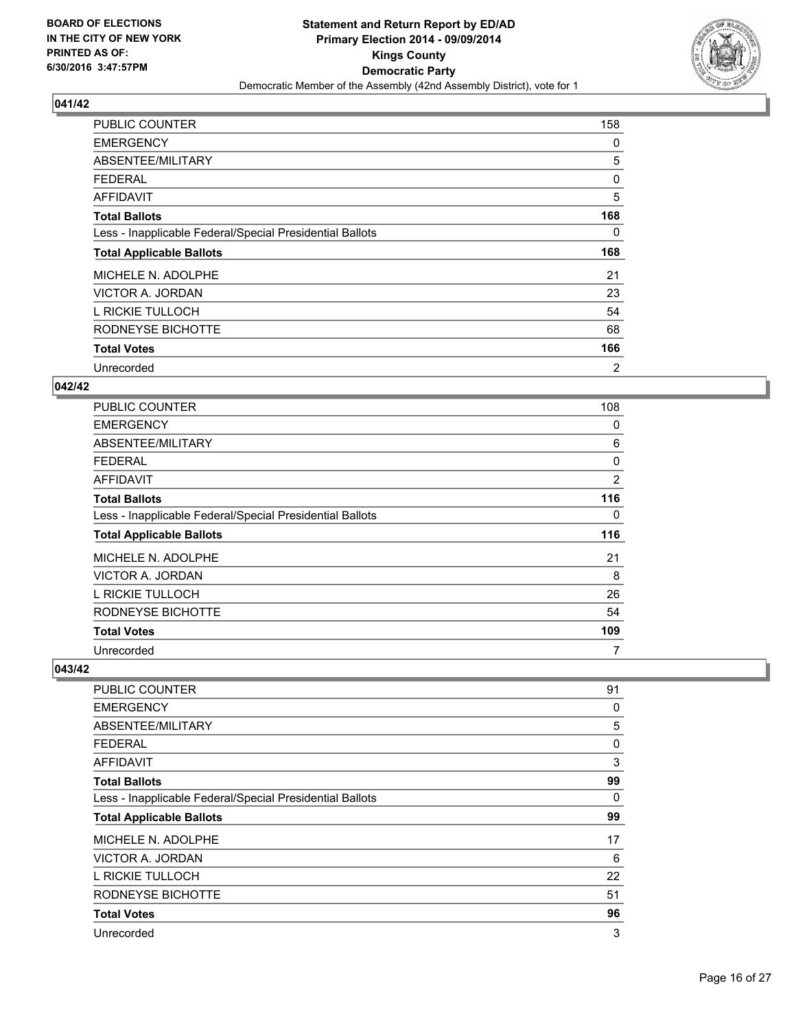**BOARD OF ELECTIONS IN THE CITY OF NEW YORK PRINTED AS OF: 6/30/2016 3:47:57PM**

**Statement and Return Report by ED/AD**
**Primary Election 2014 - 09/09/2014**
**Kings County**
**Democratic Party**
Democratic Member of the Assembly (42nd Assembly District), vote for 1

**041/42**

| | |
|---|---|
| PUBLIC COUNTER | 158 |
| EMERGENCY | 0 |
| ABSENTEE/MILITARY | 5 |
| FEDERAL | 0 |
| AFFIDAVIT | 5 |
| **Total Ballots** | **168** |
| Less - Inapplicable Federal/Special Presidential Ballots | 0 |
| **Total Applicable Ballots** | **168** |
| MICHELE N. ADOLPHE | 21 |
| VICTOR A. JORDAN | 23 |
| L RICKIE TULLOCH | 54 |
| RODNEYSE BICHOTTE | 68 |
| **Total Votes** | **166** |
| Unrecorded | 2 |

**042/42**

| | |
|---|---|
| PUBLIC COUNTER | 108 |
| EMERGENCY | 0 |
| ABSENTEE/MILITARY | 6 |
| FEDERAL | 0 |
| AFFIDAVIT | 2 |
| **Total Ballots** | **116** |
| Less - Inapplicable Federal/Special Presidential Ballots | 0 |
| **Total Applicable Ballots** | **116** |
| MICHELE N. ADOLPHE | 21 |
| VICTOR A. JORDAN | 8 |
| L RICKIE TULLOCH | 26 |
| RODNEYSE BICHOTTE | 54 |
| **Total Votes** | **109** |
| Unrecorded | 7 |

**043/42**

| | |
|---|---|
| PUBLIC COUNTER | 91 |
| EMERGENCY | 0 |
| ABSENTEE/MILITARY | 5 |
| FEDERAL | 0 |
| AFFIDAVIT | 3 |
| **Total Ballots** | **99** |
| Less - Inapplicable Federal/Special Presidential Ballots | 0 |
| **Total Applicable Ballots** | **99** |
| MICHELE N. ADOLPHE | 17 |
| VICTOR A. JORDAN | 6 |
| L RICKIE TULLOCH | 22 |
| RODNEYSE BICHOTTE | 51 |
| **Total Votes** | **96** |
| Unrecorded | 3 |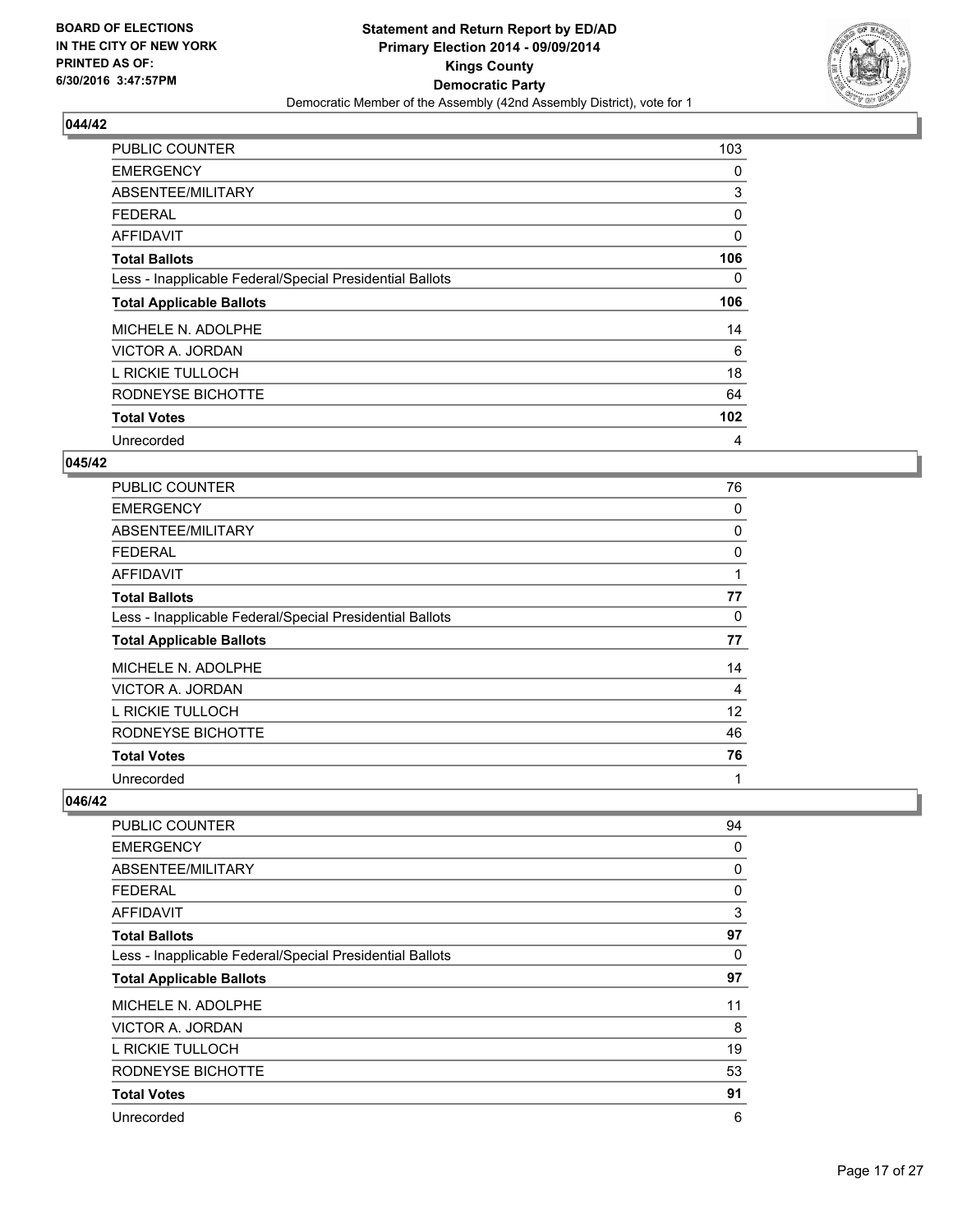BOARD OF ELECTIONS
IN THE CITY OF NEW YORK
PRINTED AS OF:
6/30/2016 3:47:57PM

**Statement and Return Report by ED/AD**
**Primary Election 2014 - 09/09/2014**
**Kings County**
**Democratic Party**
Democratic Member of the Assembly (42nd Assembly District), vote for 1

## 044/42

| | |
|---|---|
| PUBLIC COUNTER | 103 |
| EMERGENCY | 0 |
| ABSENTEE/MILITARY | 3 |
| FEDERAL | 0 |
| AFFIDAVIT | 0 |
| **Total Ballots** | **106** |
| Less - Inapplicable Federal/Special Presidential Ballots | 0 |
| **Total Applicable Ballots** | **106** |
| MICHELE N. ADOLPHE | 14 |
| VICTOR A. JORDAN | 6 |
| L RICKIE TULLOCH | 18 |
| RODNEYSE BICHOTTE | 64 |
| **Total Votes** | **102** |
| Unrecorded | 4 |

## 045/42

| | |
|---|---|
| PUBLIC COUNTER | 76 |
| EMERGENCY | 0 |
| ABSENTEE/MILITARY | 0 |
| FEDERAL | 0 |
| AFFIDAVIT | 1 |
| **Total Ballots** | **77** |
| Less - Inapplicable Federal/Special Presidential Ballots | 0 |
| **Total Applicable Ballots** | **77** |
| MICHELE N. ADOLPHE | 14 |
| VICTOR A. JORDAN | 4 |
| L RICKIE TULLOCH | 12 |
| RODNEYSE BICHOTTE | 46 |
| **Total Votes** | **76** |
| Unrecorded | 1 |

## 046/42

| | |
|---|---|
| PUBLIC COUNTER | 94 |
| EMERGENCY | 0 |
| ABSENTEE/MILITARY | 0 |
| FEDERAL | 0 |
| AFFIDAVIT | 3 |
| **Total Ballots** | **97** |
| Less - Inapplicable Federal/Special Presidential Ballots | 0 |
| **Total Applicable Ballots** | **97** |
| MICHELE N. ADOLPHE | 11 |
| VICTOR A. JORDAN | 8 |
| L RICKIE TULLOCH | 19 |
| RODNEYSE BICHOTTE | 53 |
| **Total Votes** | **91** |
| Unrecorded | 6 |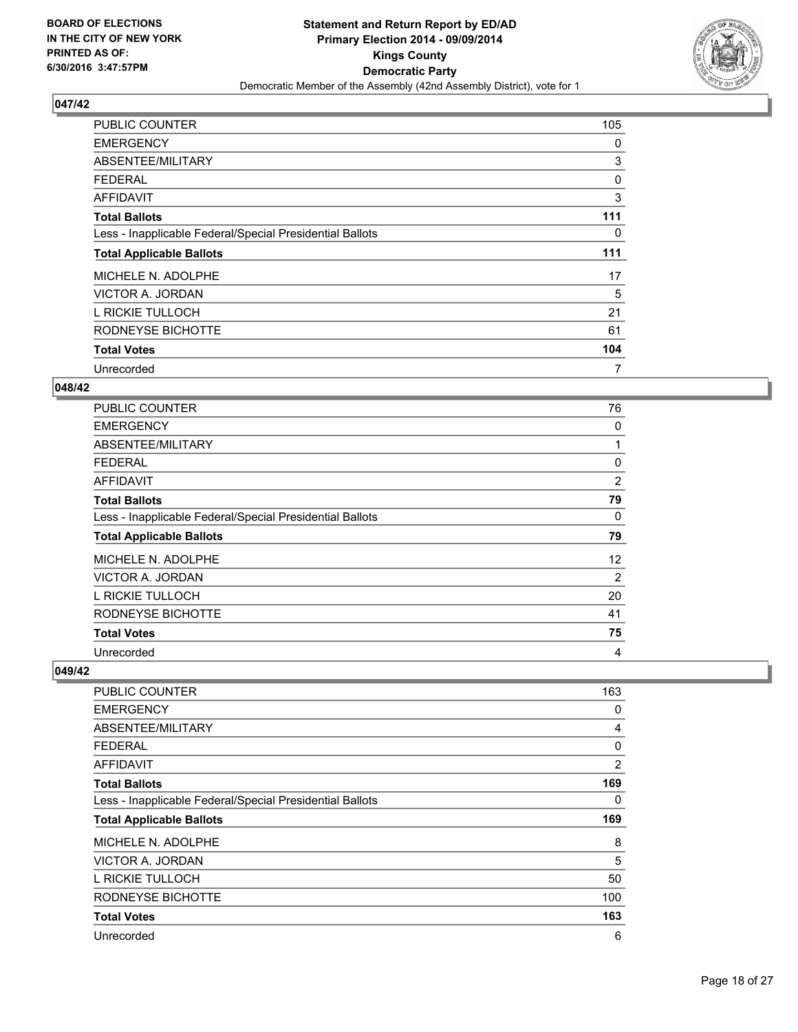**BOARD OF ELECTIONS IN THE CITY OF NEW YORK PRINTED AS OF: 6/30/2016 3:47:57PM**

**Statement and Return Report by ED/AD**
**Primary Election 2014 - 09/09/2014**
**Kings County**
**Democratic Party**
Democratic Member of the Assembly (42nd Assembly District), vote for 1

## 047/42

| | |
|---|---|
| PUBLIC COUNTER | 105 |
| EMERGENCY | 0 |
| ABSENTEE/MILITARY | 3 |
| FEDERAL | 0 |
| AFFIDAVIT | 3 |
| **Total Ballots** | **111** |
| Less - Inapplicable Federal/Special Presidential Ballots | 0 |
| **Total Applicable Ballots** | **111** |
| MICHELE N. ADOLPHE | 17 |
| VICTOR A. JORDAN | 5 |
| L RICKIE TULLOCH | 21 |
| RODNEYSE BICHOTTE | 61 |
| **Total Votes** | **104** |
| Unrecorded | 7 |

## 048/42

| | |
|---|---|
| PUBLIC COUNTER | 76 |
| EMERGENCY | 0 |
| ABSENTEE/MILITARY | 1 |
| FEDERAL | 0 |
| AFFIDAVIT | 2 |
| **Total Ballots** | **79** |
| Less - Inapplicable Federal/Special Presidential Ballots | 0 |
| **Total Applicable Ballots** | **79** |
| MICHELE N. ADOLPHE | 12 |
| VICTOR A. JORDAN | 2 |
| L RICKIE TULLOCH | 20 |
| RODNEYSE BICHOTTE | 41 |
| **Total Votes** | **75** |
| Unrecorded | 4 |

## 049/42

| | |
|---|---|
| PUBLIC COUNTER | 163 |
| EMERGENCY | 0 |
| ABSENTEE/MILITARY | 4 |
| FEDERAL | 0 |
| AFFIDAVIT | 2 |
| **Total Ballots** | **169** |
| Less - Inapplicable Federal/Special Presidential Ballots | 0 |
| **Total Applicable Ballots** | **169** |
| MICHELE N. ADOLPHE | 8 |
| VICTOR A. JORDAN | 5 |
| L RICKIE TULLOCH | 50 |
| RODNEYSE BICHOTTE | 100 |
| **Total Votes** | **163** |
| Unrecorded | 6 |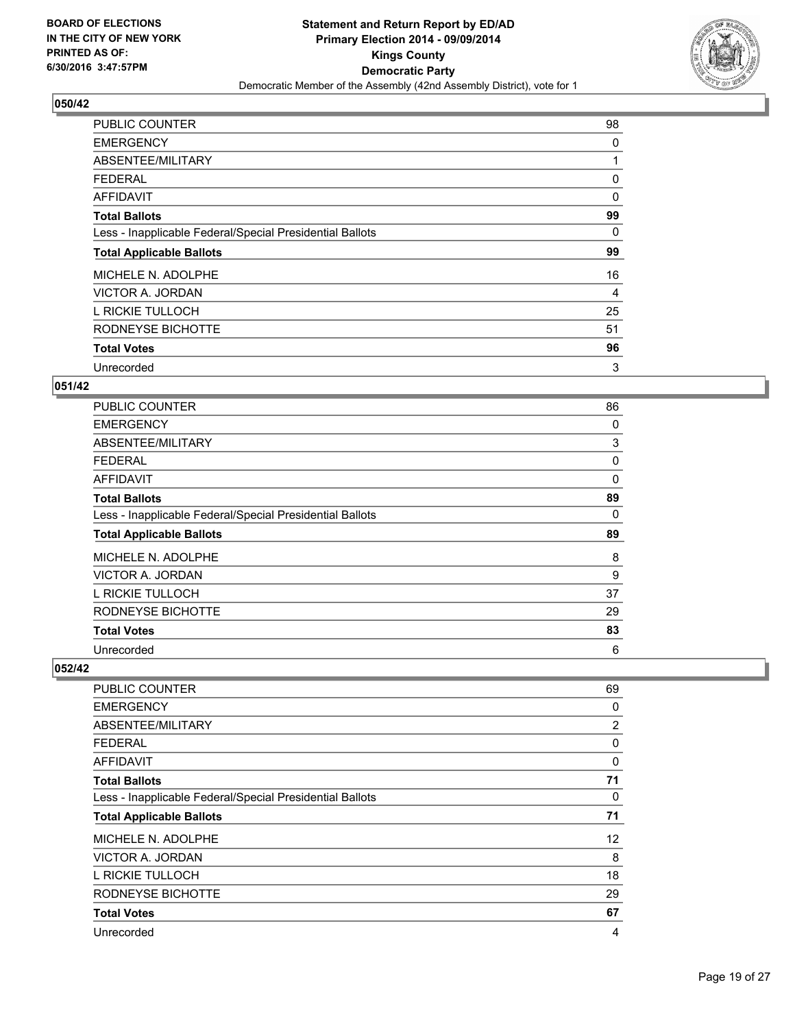**BOARD OF ELECTIONS IN THE CITY OF NEW YORK PRINTED AS OF: 6/30/2016 3:47:57PM**

**Statement and Return Report by ED/AD Primary Election 2014 - 09/09/2014 Kings County Democratic Party**

Democratic Member of the Assembly (42nd Assembly District), vote for 1

## 050/42

| | |
|---|---|
| PUBLIC COUNTER | 98 |
| EMERGENCY | 0 |
| ABSENTEE/MILITARY | 1 |
| FEDERAL | 0 |
| AFFIDAVIT | 0 |
| **Total Ballots** | **99** |
| Less - Inapplicable Federal/Special Presidential Ballots | 0 |
| **Total Applicable Ballots** | **99** |
| MICHELE N. ADOLPHE | 16 |
| VICTOR A. JORDAN | 4 |
| L RICKIE TULLOCH | 25 |
| RODNEYSE BICHOTTE | 51 |
| **Total Votes** | **96** |
| Unrecorded | 3 |

## 051/42

| | |
|---|---|
| PUBLIC COUNTER | 86 |
| EMERGENCY | 0 |
| ABSENTEE/MILITARY | 3 |
| FEDERAL | 0 |
| AFFIDAVIT | 0 |
| **Total Ballots** | **89** |
| Less - Inapplicable Federal/Special Presidential Ballots | 0 |
| **Total Applicable Ballots** | **89** |
| MICHELE N. ADOLPHE | 8 |
| VICTOR A. JORDAN | 9 |
| L RICKIE TULLOCH | 37 |
| RODNEYSE BICHOTTE | 29 |
| **Total Votes** | **83** |
| Unrecorded | 6 |

## 052/42

| | |
|---|---|
| PUBLIC COUNTER | 69 |
| EMERGENCY | 0 |
| ABSENTEE/MILITARY | 2 |
| FEDERAL | 0 |
| AFFIDAVIT | 0 |
| **Total Ballots** | **71** |
| Less - Inapplicable Federal/Special Presidential Ballots | 0 |
| **Total Applicable Ballots** | **71** |
| MICHELE N. ADOLPHE | 12 |
| VICTOR A. JORDAN | 8 |
| L RICKIE TULLOCH | 18 |
| RODNEYSE BICHOTTE | 29 |
| **Total Votes** | **67** |
| Unrecorded | 4 |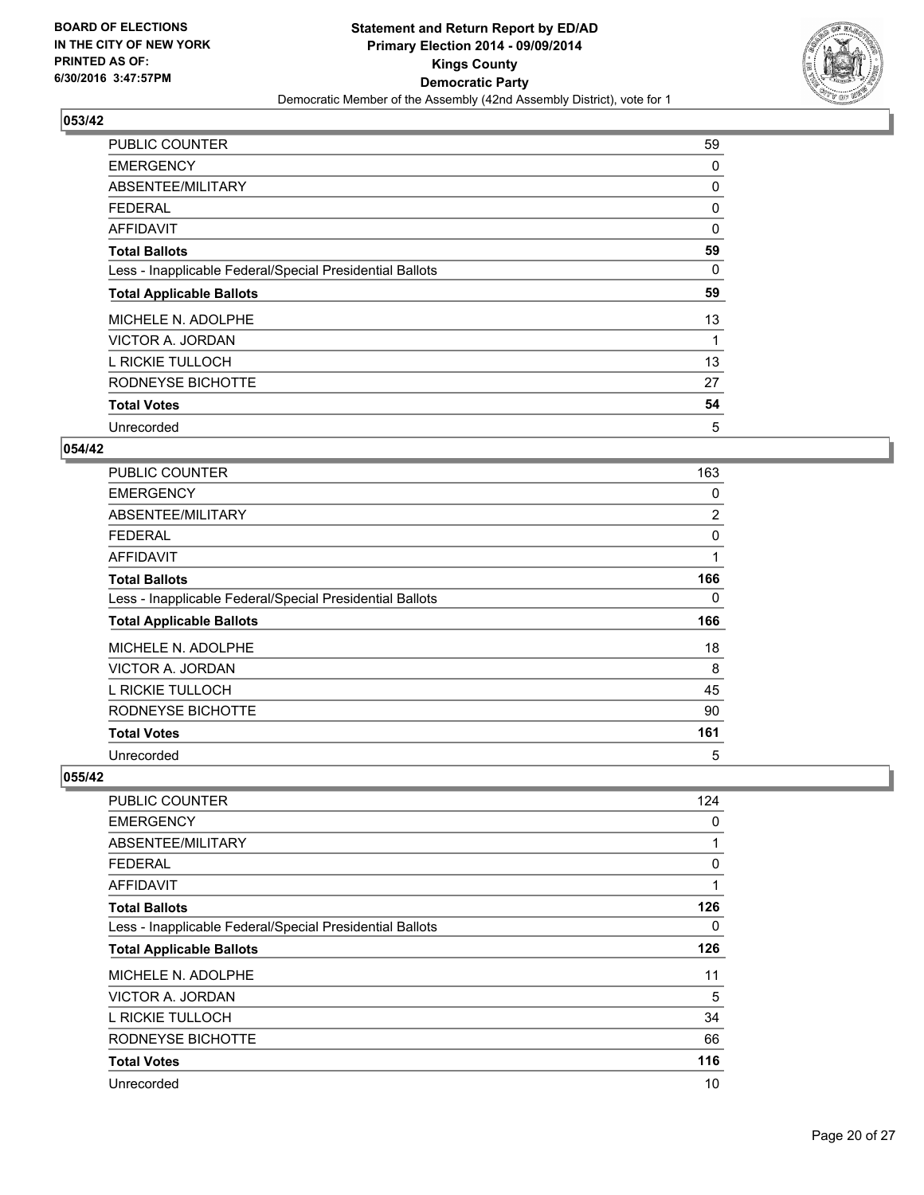**BOARD OF ELECTIONS IN THE CITY OF NEW YORK PRINTED AS OF: 6/30/2016 3:47:57PM**

**Statement and Return Report by ED/AD Primary Election 2014 - 09/09/2014 Kings County Democratic Party**

Democratic Member of the Assembly (42nd Assembly District), vote for 1

## 053/42

| | |
|---|---|
| PUBLIC COUNTER | 59 |
| EMERGENCY | 0 |
| ABSENTEE/MILITARY | 0 |
| FEDERAL | 0 |
| AFFIDAVIT | 0 |
| **Total Ballots** | **59** |
| Less - Inapplicable Federal/Special Presidential Ballots | 0 |
| **Total Applicable Ballots** | **59** |
| MICHELE N. ADOLPHE | 13 |
| VICTOR A. JORDAN | 1 |
| L RICKIE TULLOCH | 13 |
| RODNEYSE BICHOTTE | 27 |
| **Total Votes** | **54** |
| Unrecorded | 5 |

## 054/42

| | |
|---|---|
| PUBLIC COUNTER | 163 |
| EMERGENCY | 0 |
| ABSENTEE/MILITARY | 2 |
| FEDERAL | 0 |
| AFFIDAVIT | 1 |
| **Total Ballots** | **166** |
| Less - Inapplicable Federal/Special Presidential Ballots | 0 |
| **Total Applicable Ballots** | **166** |
| MICHELE N. ADOLPHE | 18 |
| VICTOR A. JORDAN | 8 |
| L RICKIE TULLOCH | 45 |
| RODNEYSE BICHOTTE | 90 |
| **Total Votes** | **161** |
| Unrecorded | 5 |

## 055/42

| | |
|---|---|
| PUBLIC COUNTER | 124 |
| EMERGENCY | 0 |
| ABSENTEE/MILITARY | 1 |
| FEDERAL | 0 |
| AFFIDAVIT | 1 |
| **Total Ballots** | **126** |
| Less - Inapplicable Federal/Special Presidential Ballots | 0 |
| **Total Applicable Ballots** | **126** |
| MICHELE N. ADOLPHE | 11 |
| VICTOR A. JORDAN | 5 |
| L RICKIE TULLOCH | 34 |
| RODNEYSE BICHOTTE | 66 |
| **Total Votes** | **116** |
| Unrecorded | 10 |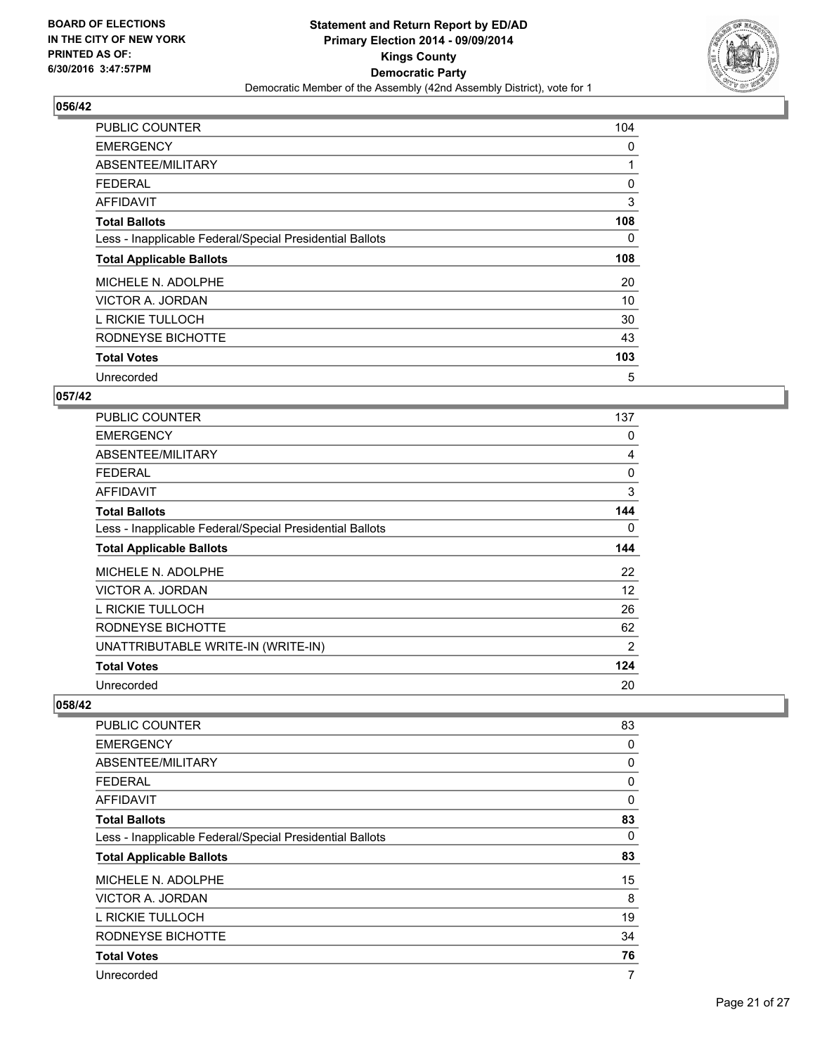**BOARD OF ELECTIONS IN THE CITY OF NEW YORK PRINTED AS OF: 6/30/2016 3:47:57PM**

**Statement and Return Report by ED/AD**
**Primary Election 2014 - 09/09/2014**
**Kings County**
**Democratic Party**
Democratic Member of the Assembly (42nd Assembly District), vote for 1

## 056/42

| | |
|---|---|
| PUBLIC COUNTER | 104 |
| EMERGENCY | 0 |
| ABSENTEE/MILITARY | 1 |
| FEDERAL | 0 |
| AFFIDAVIT | 3 |
| **Total Ballots** | **108** |
| Less - Inapplicable Federal/Special Presidential Ballots | 0 |
| **Total Applicable Ballots** | **108** |
| MICHELE N. ADOLPHE | 20 |
| VICTOR A. JORDAN | 10 |
| L RICKIE TULLOCH | 30 |
| RODNEYSE BICHOTTE | 43 |
| **Total Votes** | **103** |
| Unrecorded | 5 |

## 057/42

| | |
|---|---|
| PUBLIC COUNTER | 137 |
| EMERGENCY | 0 |
| ABSENTEE/MILITARY | 4 |
| FEDERAL | 0 |
| AFFIDAVIT | 3 |
| **Total Ballots** | **144** |
| Less - Inapplicable Federal/Special Presidential Ballots | 0 |
| **Total Applicable Ballots** | **144** |
| MICHELE N. ADOLPHE | 22 |
| VICTOR A. JORDAN | 12 |
| L RICKIE TULLOCH | 26 |
| RODNEYSE BICHOTTE | 62 |
| UNATTRIBUTABLE WRITE-IN (WRITE-IN) | 2 |
| **Total Votes** | **124** |
| Unrecorded | 20 |

## 058/42

| | |
|---|---|
| PUBLIC COUNTER | 83 |
| EMERGENCY | 0 |
| ABSENTEE/MILITARY | 0 |
| FEDERAL | 0 |
| AFFIDAVIT | 0 |
| **Total Ballots** | **83** |
| Less - Inapplicable Federal/Special Presidential Ballots | 0 |
| **Total Applicable Ballots** | **83** |
| MICHELE N. ADOLPHE | 15 |
| VICTOR A. JORDAN | 8 |
| L RICKIE TULLOCH | 19 |
| RODNEYSE BICHOTTE | 34 |
| **Total Votes** | **76** |
| Unrecorded | 7 |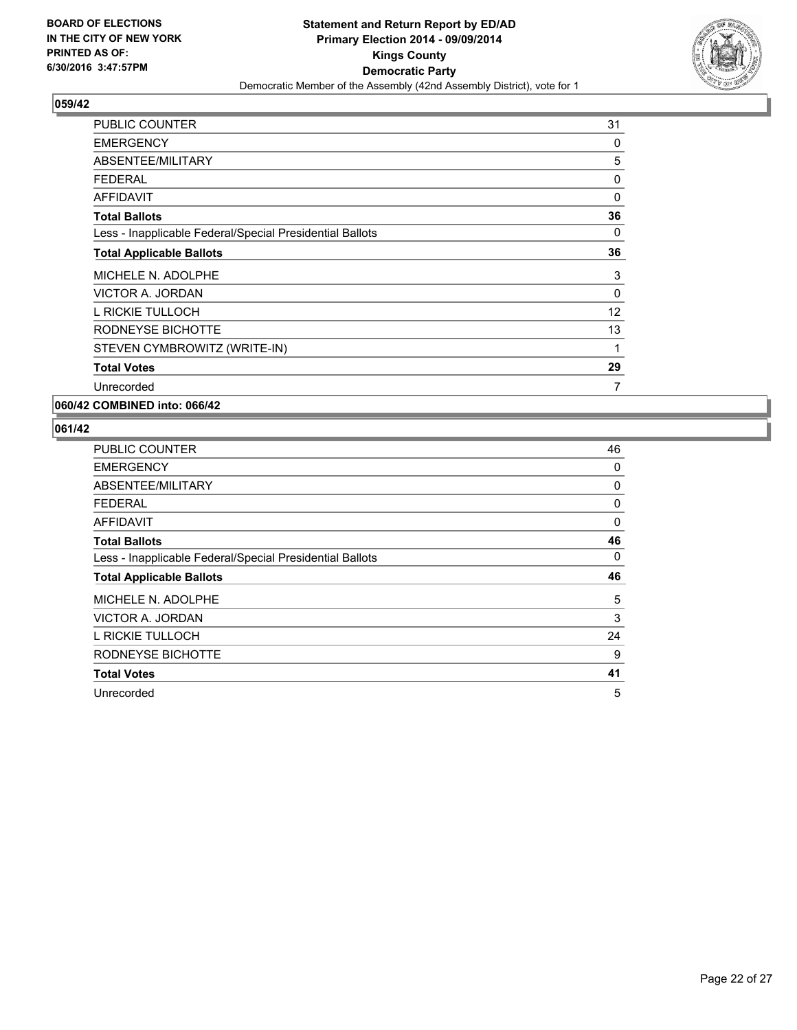**BOARD OF ELECTIONS IN THE CITY OF NEW YORK PRINTED AS OF: 6/30/2016 3:47:57PM**

**Statement and Return Report by ED/AD Primary Election 2014 - 09/09/2014 Kings County Democratic Party**

Democratic Member of the Assembly (42nd Assembly District), vote for 1

## 059/42

| | |
|---|---|
| PUBLIC COUNTER | 31 |
| EMERGENCY | 0 |
| ABSENTEE/MILITARY | 5 |
| FEDERAL | 0 |
| AFFIDAVIT | 0 |
| **Total Ballots** | **36** |
| Less - Inapplicable Federal/Special Presidential Ballots | 0 |
| **Total Applicable Ballots** | **36** |
| MICHELE N. ADOLPHE | 3 |
| VICTOR A. JORDAN | 0 |
| L RICKIE TULLOCH | 12 |
| RODNEYSE BICHOTTE | 13 |
| STEVEN CYMBROWITZ (WRITE-IN) | 1 |
| **Total Votes** | **29** |
| Unrecorded | 7 |

## 060/42 COMBINED into: 066/42

## 061/42

| | |
|---|---|
| PUBLIC COUNTER | 46 |
| EMERGENCY | 0 |
| ABSENTEE/MILITARY | 0 |
| FEDERAL | 0 |
| AFFIDAVIT | 0 |
| **Total Ballots** | **46** |
| Less - Inapplicable Federal/Special Presidential Ballots | 0 |
| **Total Applicable Ballots** | **46** |
| MICHELE N. ADOLPHE | 5 |
| VICTOR A. JORDAN | 3 |
| L RICKIE TULLOCH | 24 |
| RODNEYSE BICHOTTE | 9 |
| **Total Votes** | **41** |
| Unrecorded | 5 |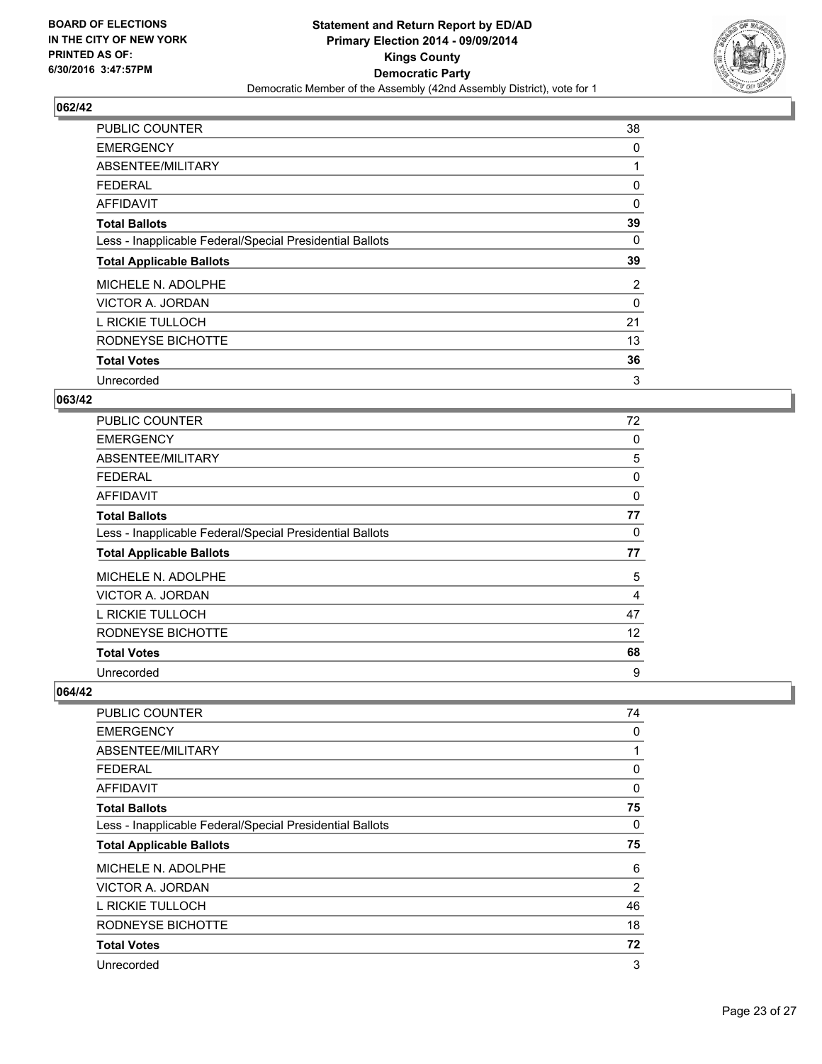BOARD OF ELECTIONS
IN THE CITY OF NEW YORK
PRINTED AS OF:
6/30/2016 3:47:57PM

**Statement and Return Report by ED/AD**
**Primary Election 2014 - 09/09/2014**
**Kings County**
**Democratic Party**
Democratic Member of the Assembly (42nd Assembly District), vote for 1

## 062/42

| | |
|---|---|
| PUBLIC COUNTER | 38 |
| EMERGENCY | 0 |
| ABSENTEE/MILITARY | 1 |
| FEDERAL | 0 |
| AFFIDAVIT | 0 |
| **Total Ballots** | **39** |
| Less - Inapplicable Federal/Special Presidential Ballots | 0 |
| **Total Applicable Ballots** | **39** |
| MICHELE N. ADOLPHE | 2 |
| VICTOR A. JORDAN | 0 |
| L RICKIE TULLOCH | 21 |
| RODNEYSE BICHOTTE | 13 |
| **Total Votes** | **36** |
| Unrecorded | 3 |

## 063/42

| | |
|---|---|
| PUBLIC COUNTER | 72 |
| EMERGENCY | 0 |
| ABSENTEE/MILITARY | 5 |
| FEDERAL | 0 |
| AFFIDAVIT | 0 |
| **Total Ballots** | **77** |
| Less - Inapplicable Federal/Special Presidential Ballots | 0 |
| **Total Applicable Ballots** | **77** |
| MICHELE N. ADOLPHE | 5 |
| VICTOR A. JORDAN | 4 |
| L RICKIE TULLOCH | 47 |
| RODNEYSE BICHOTTE | 12 |
| **Total Votes** | **68** |
| Unrecorded | 9 |

## 064/42

| | |
|---|---|
| PUBLIC COUNTER | 74 |
| EMERGENCY | 0 |
| ABSENTEE/MILITARY | 1 |
| FEDERAL | 0 |
| AFFIDAVIT | 0 |
| **Total Ballots** | **75** |
| Less - Inapplicable Federal/Special Presidential Ballots | 0 |
| **Total Applicable Ballots** | **75** |
| MICHELE N. ADOLPHE | 6 |
| VICTOR A. JORDAN | 2 |
| L RICKIE TULLOCH | 46 |
| RODNEYSE BICHOTTE | 18 |
| **Total Votes** | **72** |
| Unrecorded | 3 |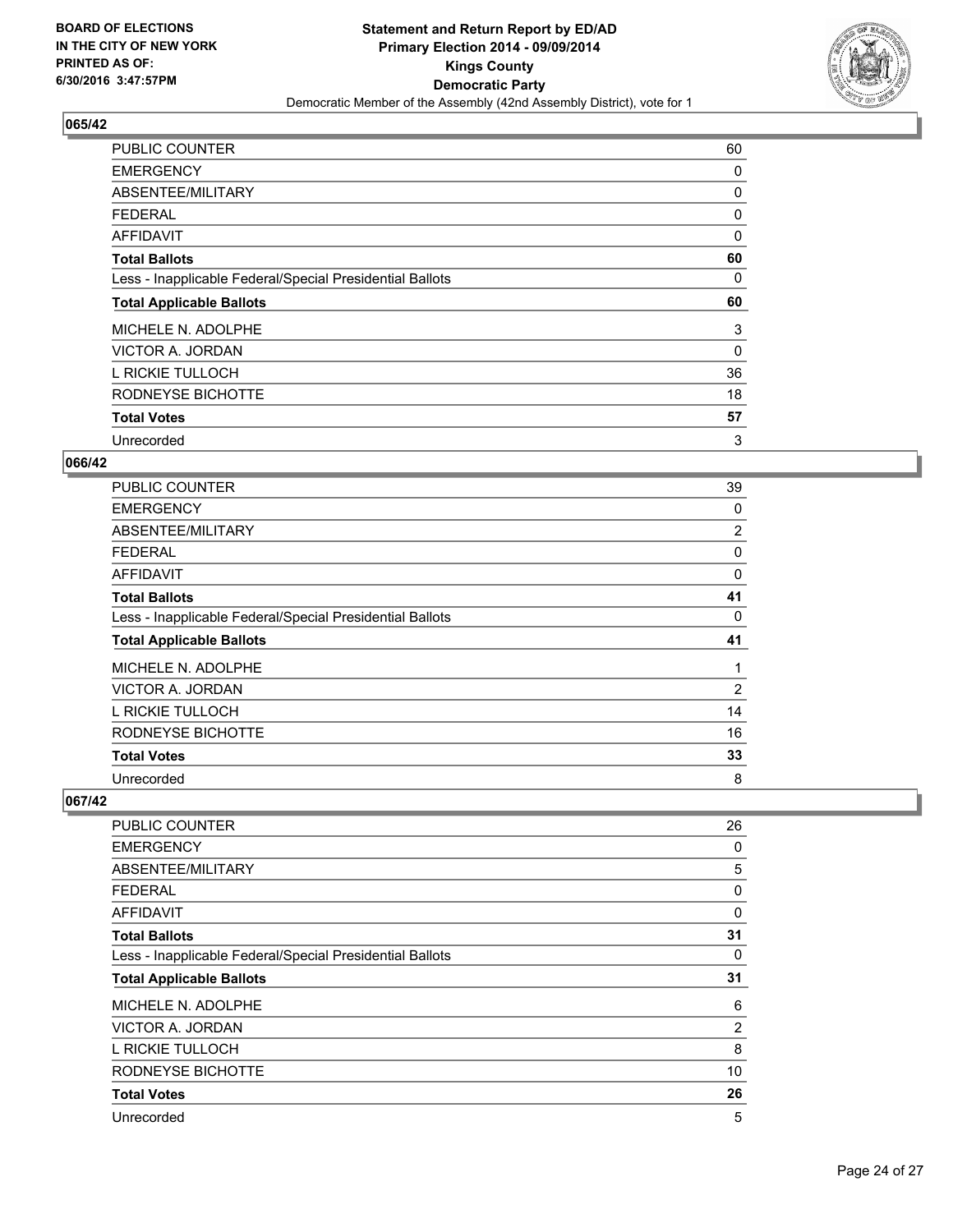**BOARD OF ELECTIONS IN THE CITY OF NEW YORK PRINTED AS OF: 6/30/2016 3:47:57PM**

**Statement and Return Report by ED/AD Primary Election 2014 - 09/09/2014 Kings County Democratic Party**

Democratic Member of the Assembly (42nd Assembly District), vote for 1

## 065/42

| | |
|---|---|
| PUBLIC COUNTER | 60 |
| EMERGENCY | 0 |
| ABSENTEE/MILITARY | 0 |
| FEDERAL | 0 |
| AFFIDAVIT | 0 |
| **Total Ballots** | **60** |
| Less - Inapplicable Federal/Special Presidential Ballots | 0 |
| **Total Applicable Ballots** | **60** |
| MICHELE N. ADOLPHE | 3 |
| VICTOR A. JORDAN | 0 |
| L RICKIE TULLOCH | 36 |
| RODNEYSE BICHOTTE | 18 |
| **Total Votes** | **57** |
| Unrecorded | 3 |

## 066/42

| | |
|---|---|
| PUBLIC COUNTER | 39 |
| EMERGENCY | 0 |
| ABSENTEE/MILITARY | 2 |
| FEDERAL | 0 |
| AFFIDAVIT | 0 |
| **Total Ballots** | **41** |
| Less - Inapplicable Federal/Special Presidential Ballots | 0 |
| **Total Applicable Ballots** | **41** |
| MICHELE N. ADOLPHE | 1 |
| VICTOR A. JORDAN | 2 |
| L RICKIE TULLOCH | 14 |
| RODNEYSE BICHOTTE | 16 |
| **Total Votes** | **33** |
| Unrecorded | 8 |

## 067/42

| | |
|---|---|
| PUBLIC COUNTER | 26 |
| EMERGENCY | 0 |
| ABSENTEE/MILITARY | 5 |
| FEDERAL | 0 |
| AFFIDAVIT | 0 |
| **Total Ballots** | **31** |
| Less - Inapplicable Federal/Special Presidential Ballots | 0 |
| **Total Applicable Ballots** | **31** |
| MICHELE N. ADOLPHE | 6 |
| VICTOR A. JORDAN | 2 |
| L RICKIE TULLOCH | 8 |
| RODNEYSE BICHOTTE | 10 |
| **Total Votes** | **26** |
| Unrecorded | 5 |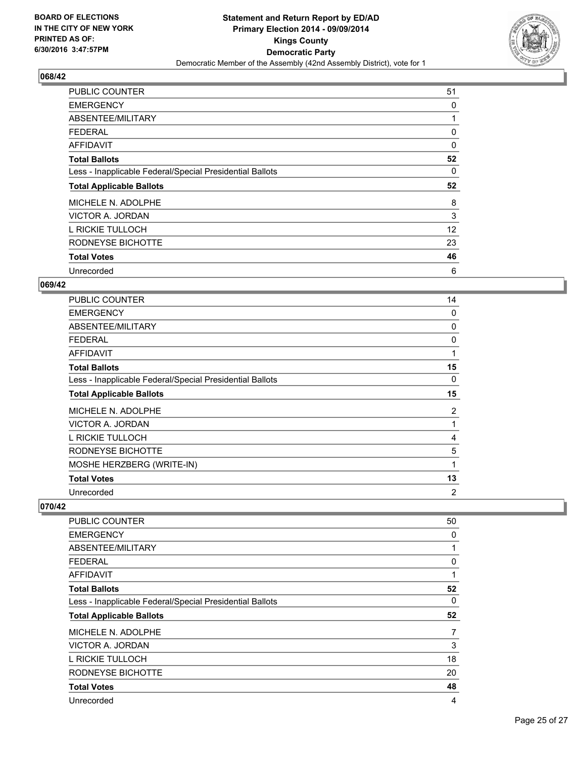**BOARD OF ELECTIONS IN THE CITY OF NEW YORK PRINTED AS OF: 6/30/2016 3:47:57PM**

**Statement and Return Report by ED/AD**
**Primary Election 2014 - 09/09/2014**
**Kings County**
**Democratic Party**
Democratic Member of the Assembly (42nd Assembly District), vote for 1

### 068/42

| | |
|---|---|
| PUBLIC COUNTER | 51 |
| EMERGENCY | 0 |
| ABSENTEE/MILITARY | 1 |
| FEDERAL | 0 |
| AFFIDAVIT | 0 |
| **Total Ballots** | **52** |
| Less - Inapplicable Federal/Special Presidential Ballots | 0 |
| **Total Applicable Ballots** | **52** |
| MICHELE N. ADOLPHE | 8 |
| VICTOR A. JORDAN | 3 |
| L RICKIE TULLOCH | 12 |
| RODNEYSE BICHOTTE | 23 |
| **Total Votes** | **46** |
| Unrecorded | 6 |

### 069/42

| | |
|---|---|
| PUBLIC COUNTER | 14 |
| EMERGENCY | 0 |
| ABSENTEE/MILITARY | 0 |
| FEDERAL | 0 |
| AFFIDAVIT | 1 |
| **Total Ballots** | **15** |
| Less - Inapplicable Federal/Special Presidential Ballots | 0 |
| **Total Applicable Ballots** | **15** |
| MICHELE N. ADOLPHE | 2 |
| VICTOR A. JORDAN | 1 |
| L RICKIE TULLOCH | 4 |
| RODNEYSE BICHOTTE | 5 |
| MOSHE HERZBERG (WRITE-IN) | 1 |
| **Total Votes** | **13** |
| Unrecorded | 2 |

### 070/42

| | |
|---|---|
| PUBLIC COUNTER | 50 |
| EMERGENCY | 0 |
| ABSENTEE/MILITARY | 1 |
| FEDERAL | 0 |
| AFFIDAVIT | 1 |
| **Total Ballots** | **52** |
| Less - Inapplicable Federal/Special Presidential Ballots | 0 |
| **Total Applicable Ballots** | **52** |
| MICHELE N. ADOLPHE | 7 |
| VICTOR A. JORDAN | 3 |
| L RICKIE TULLOCH | 18 |
| RODNEYSE BICHOTTE | 20 |
| **Total Votes** | **48** |
| Unrecorded | 4 |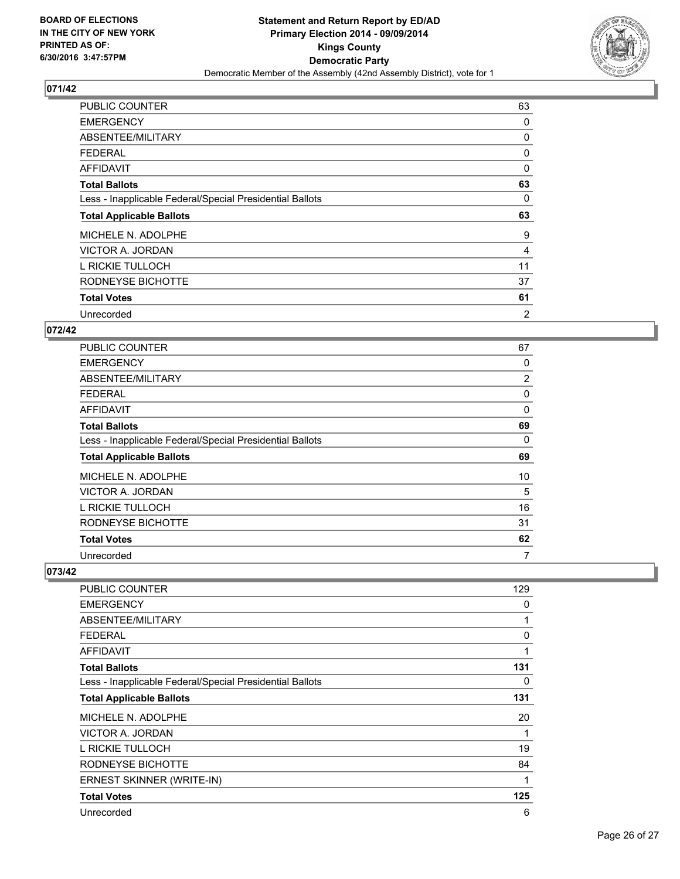**BOARD OF ELECTIONS IN THE CITY OF NEW YORK PRINTED AS OF: 6/30/2016 3:47:57PM**

**Statement and Return Report by ED/AD Primary Election 2014 - 09/09/2014 Kings County Democratic Party**

Democratic Member of the Assembly (42nd Assembly District), vote for 1

### 071/42

| | |
|---|---|
| PUBLIC COUNTER | 63 |
| EMERGENCY | 0 |
| ABSENTEE/MILITARY | 0 |
| FEDERAL | 0 |
| AFFIDAVIT | 0 |
| **Total Ballots** | **63** |
| Less - Inapplicable Federal/Special Presidential Ballots | 0 |
| **Total Applicable Ballots** | **63** |
| MICHELE N. ADOLPHE | 9 |
| VICTOR A. JORDAN | 4 |
| L RICKIE TULLOCH | 11 |
| RODNEYSE BICHOTTE | 37 |
| **Total Votes** | **61** |
| Unrecorded | 2 |

### 072/42

| | |
|---|---|
| PUBLIC COUNTER | 67 |
| EMERGENCY | 0 |
| ABSENTEE/MILITARY | 2 |
| FEDERAL | 0 |
| AFFIDAVIT | 0 |
| **Total Ballots** | **69** |
| Less - Inapplicable Federal/Special Presidential Ballots | 0 |
| **Total Applicable Ballots** | **69** |
| MICHELE N. ADOLPHE | 10 |
| VICTOR A. JORDAN | 5 |
| L RICKIE TULLOCH | 16 |
| RODNEYSE BICHOTTE | 31 |
| **Total Votes** | **62** |
| Unrecorded | 7 |

### 073/42

| | |
|---|---|
| PUBLIC COUNTER | 129 |
| EMERGENCY | 0 |
| ABSENTEE/MILITARY | 1 |
| FEDERAL | 0 |
| AFFIDAVIT | 1 |
| **Total Ballots** | **131** |
| Less - Inapplicable Federal/Special Presidential Ballots | 0 |
| **Total Applicable Ballots** | **131** |
| MICHELE N. ADOLPHE | 20 |
| VICTOR A. JORDAN | 1 |
| L RICKIE TULLOCH | 19 |
| RODNEYSE BICHOTTE | 84 |
| ERNEST SKINNER (WRITE-IN) | 1 |
| **Total Votes** | **125** |
| Unrecorded | 6 |